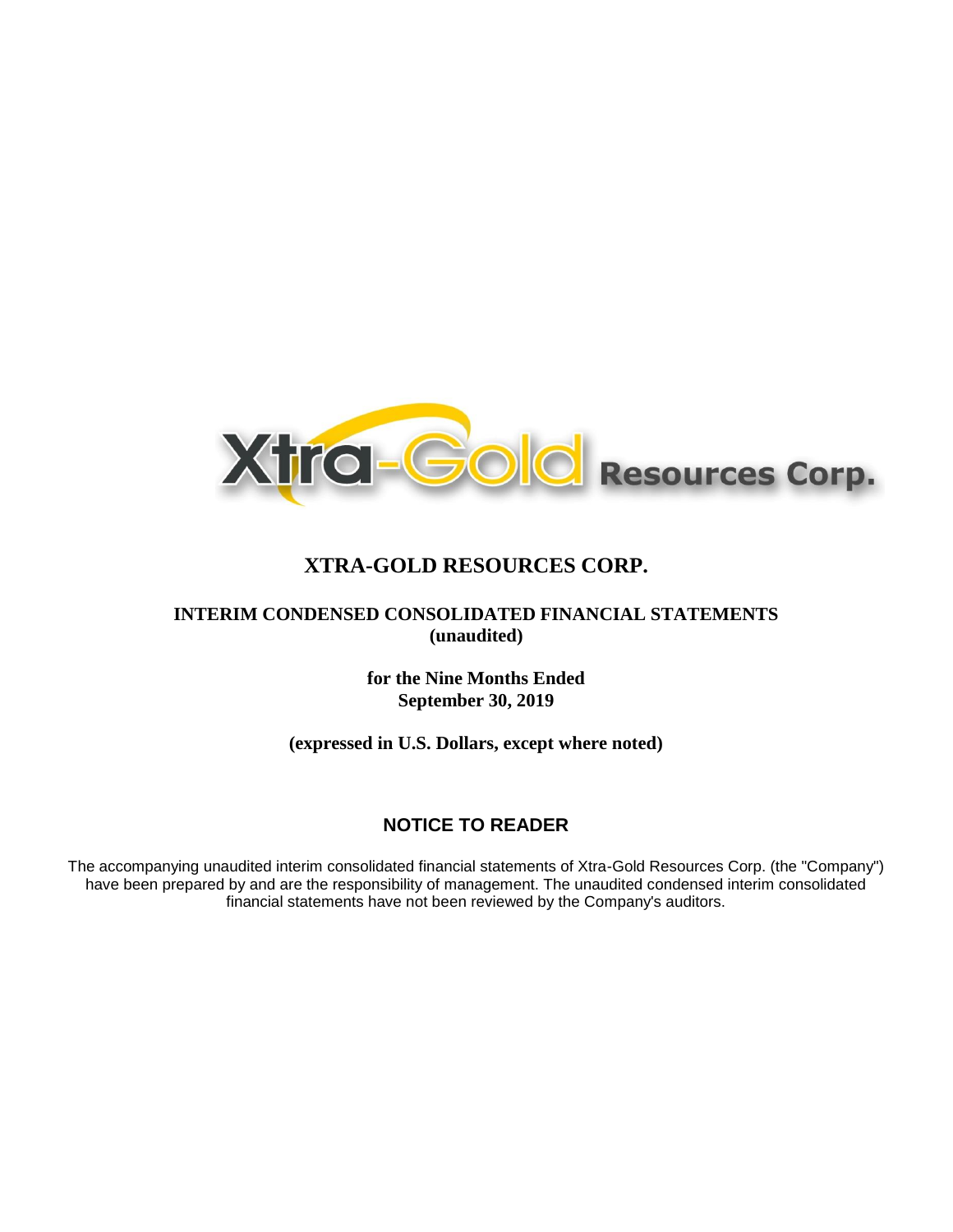# XTRA-GOLD RESOURCES CORP.

## INTERIM CONDENSED CONSOLIDATED FINANCIAL STATEMENTS
**(unaudited)**

**for the Nine Months Ended**
**September 30, 2019**

**(expressed in U.S. Dollars, except where noted)**

## NOTICE TO READER

The accompanying unaudited interim consolidated financial statements of Xtra-Gold Resources Corp. (the "Company") have been prepared by and are the responsibility of management. The unaudited condensed interim consolidated financial statements have not been reviewed by the Company's auditors.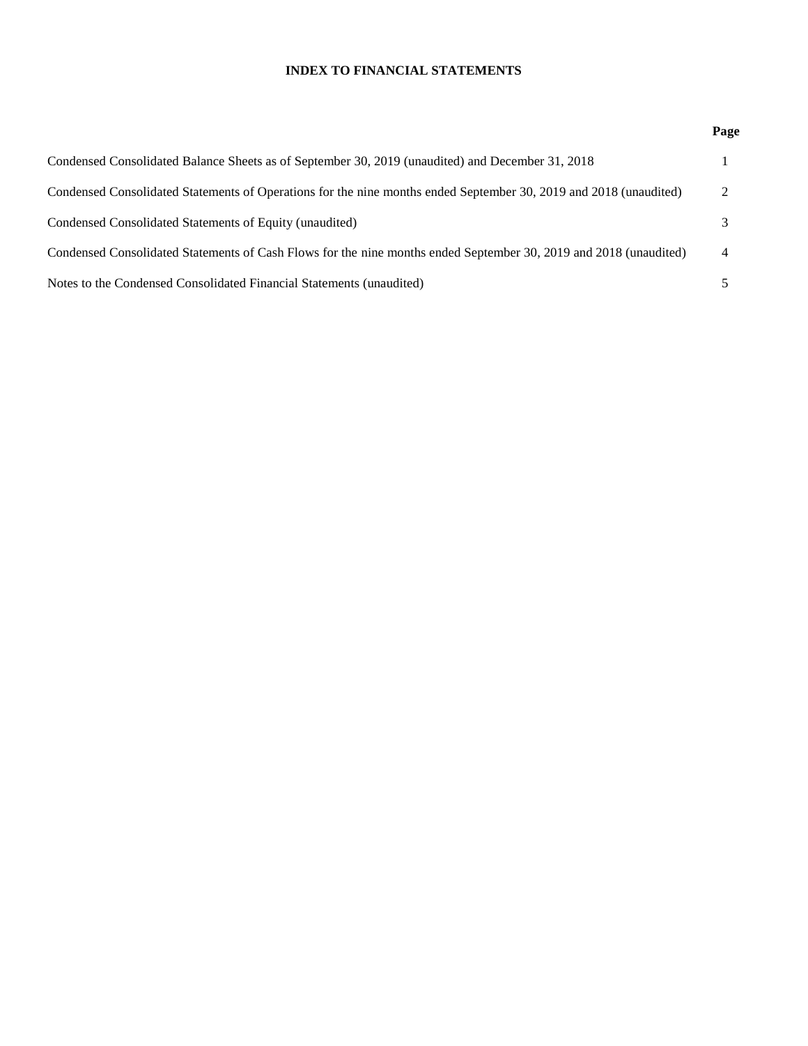# INDEX TO FINANCIAL STATEMENTS

| | Page |
|---|---|
| Condensed Consolidated Balance Sheets as of September 30, 2019 (unaudited) and December 31, 2018 | 1 |
| Condensed Consolidated Statements of Operations for the nine months ended September 30, 2019 and 2018 (unaudited) | 2 |
| Condensed Consolidated Statements of Equity (unaudited) | 3 |
| Condensed Consolidated Statements of Cash Flows for the nine months ended September 30, 2019 and 2018 (unaudited) | 4 |
| Notes to the Condensed Consolidated Financial Statements (unaudited) | 5 |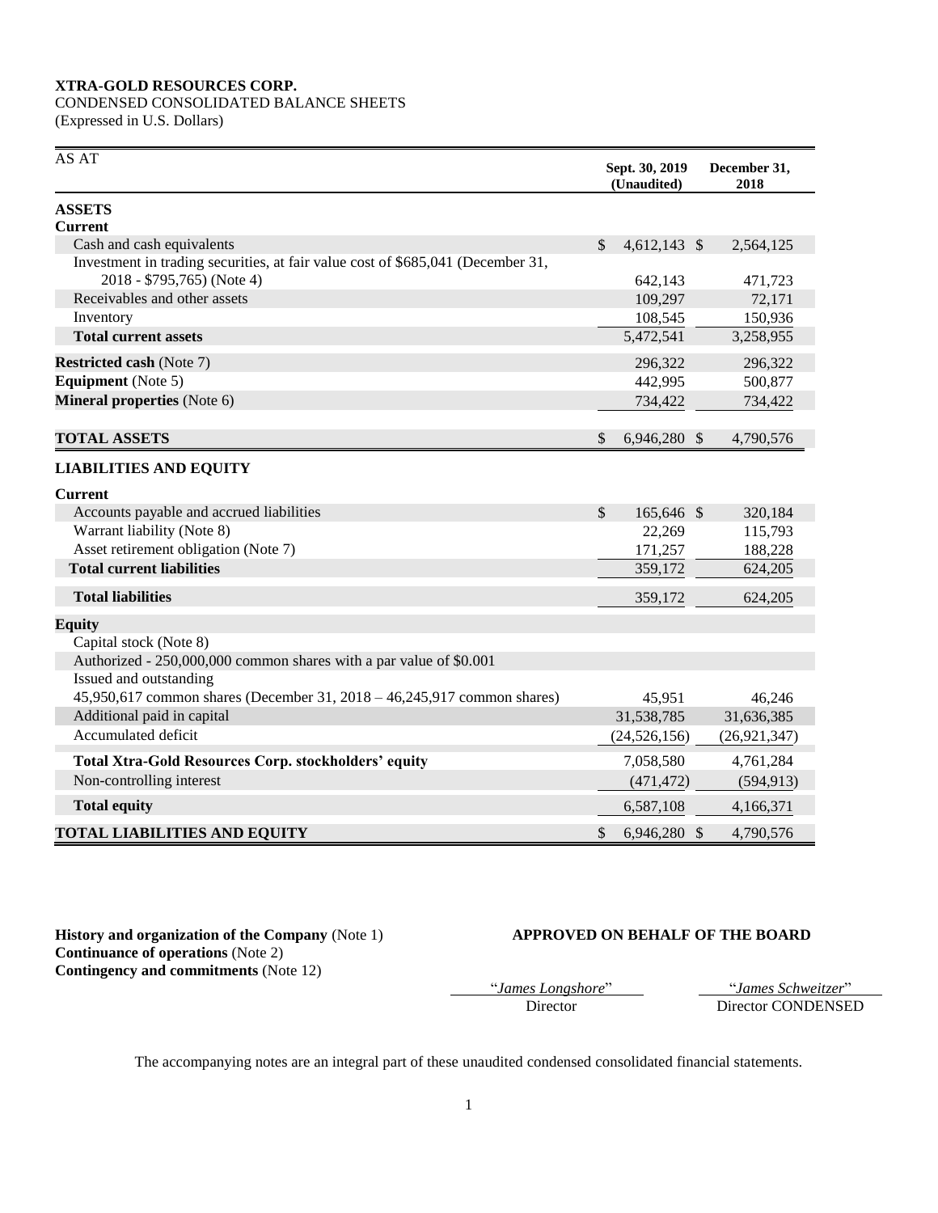**XTRA-GOLD RESOURCES CORP.**

CONDENSED CONSOLIDATED BALANCE SHEETS

(Expressed in U.S. Dollars)

| AS AT | Sept. 30, 2019 (Unaudited) | December 31, 2018 |
|---|---|---|
| **ASSETS** | | |
| **Current** | | |
| Cash and cash equivalents | $ 4,612,143 | $ 2,564,125 |
| Investment in trading securities, at fair value cost of $685,041 (December 31, 2018 - $795,765) (Note 4) | 642,143 | 471,723 |
| Receivables and other assets | 109,297 | 72,171 |
| Inventory | 108,545 | 150,936 |
| **Total current assets** | 5,472,541 | 3,258,955 |
| **Restricted cash** (Note 7) | 296,322 | 296,322 |
| **Equipment** (Note 5) | 442,995 | 500,877 |
| **Mineral properties** (Note 6) | 734,422 | 734,422 |
| **TOTAL ASSETS** | $ 6,946,280 | $ 4,790,576 |
| **LIABILITIES AND EQUITY** | | |
| **Current** | | |
| Accounts payable and accrued liabilities | $ 165,646 | $ 320,184 |
| Warrant liability (Note 8) | 22,269 | 115,793 |
| Asset retirement obligation (Note 7) | 171,257 | 188,228 |
| **Total current liabilities** | 359,172 | 624,205 |
| **Total liabilities** | 359,172 | 624,205 |
| **Equity** | | |
| Capital stock (Note 8) | | |
| Authorized - 250,000,000 common shares with a par value of $0.001 | | |
| Issued and outstanding | | |
| 45,950,617 common shares (December 31, 2018 – 46,245,917 common shares) | 45,951 | 46,246 |
| Additional paid in capital | 31,538,785 | 31,636,385 |
| Accumulated deficit | (24,526,156) | (26,921,347) |
| **Total Xtra-Gold Resources Corp. stockholders' equity** | 7,058,580 | 4,761,284 |
| Non-controlling interest | (471,472) | (594,913) |
| **Total equity** | 6,587,108 | 4,166,371 |
| **TOTAL LIABILITIES AND EQUITY** | $ 6,946,280 | $ 4,790,576 |

**History and organization of the Company** (Note 1)
**Continuance of operations** (Note 2)
**Contingency and commitments** (Note 12)

**APPROVED ON BEHALF OF THE BOARD**

"*James Longshore*"
Director

"*James Schweitzer*"
Director CONDENSED

The accompanying notes are an integral part of these unaudited condensed consolidated financial statements.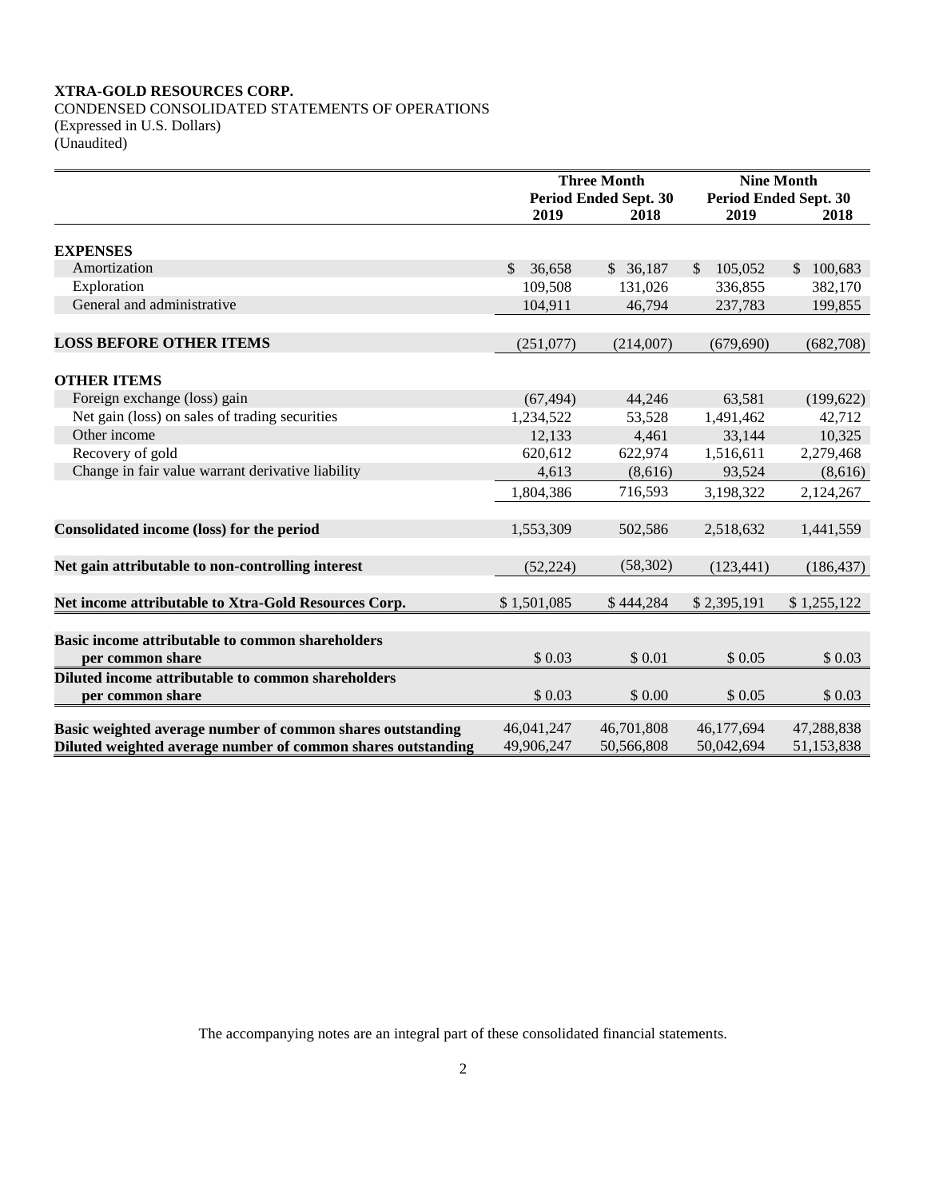**XTRA-GOLD RESOURCES CORP.**
CONDENSED CONSOLIDATED STATEMENTS OF OPERATIONS
(Expressed in U.S. Dollars)
(Unaudited)

| | Three Month Period Ended Sept. 30 | | Nine Month Period Ended Sept. 30 | |
|---|---|---|---|---|
| | 2019 | 2018 | 2019 | 2018 |
| **EXPENSES** | | | | |
| Amortization | $ 36,658 | $ 36,187 | $ 105,052 | $ 100,683 |
| Exploration | 109,508 | 131,026 | 336,855 | 382,170 |
| General and administrative | 104,911 | 46,794 | 237,783 | 199,855 |
| **LOSS BEFORE OTHER ITEMS** | (251,077) | (214,007) | (679,690) | (682,708) |
| **OTHER ITEMS** | | | | |
| Foreign exchange (loss) gain | (67,494) | 44,246 | 63,581 | (199,622) |
| Net gain (loss) on sales of trading securities | 1,234,522 | 53,528 | 1,491,462 | 42,712 |
| Other income | 12,133 | 4,461 | 33,144 | 10,325 |
| Recovery of gold | 620,612 | 622,974 | 1,516,611 | 2,279,468 |
| Change in fair value warrant derivative liability | 4,613 | (8,616) | 93,524 | (8,616) |
| | 1,804,386 | 716,593 | 3,198,322 | 2,124,267 |
| **Consolidated income (loss) for the period** | 1,553,309 | 502,586 | 2,518,632 | 1,441,559 |
| **Net gain attributable to non-controlling interest** | (52,224) | (58,302) | (123,441) | (186,437) |
| **Net income attributable to Xtra-Gold Resources Corp.** | $ 1,501,085 | $ 444,284 | $ 2,395,191 | $ 1,255,122 |
| **Basic income attributable to common shareholders per common share** | $ 0.03 | $ 0.01 | $ 0.05 | $ 0.03 |
| **Diluted income attributable to common shareholders per common share** | $ 0.03 | $ 0.00 | $ 0.05 | $ 0.03 |
| **Basic weighted average number of common shares outstanding** | 46,041,247 | 46,701,808 | 46,177,694 | 47,288,838 |
| **Diluted weighted average number of common shares outstanding** | 49,906,247 | 50,566,808 | 50,042,694 | 51,153,838 |

The accompanying notes are an integral part of these consolidated financial statements.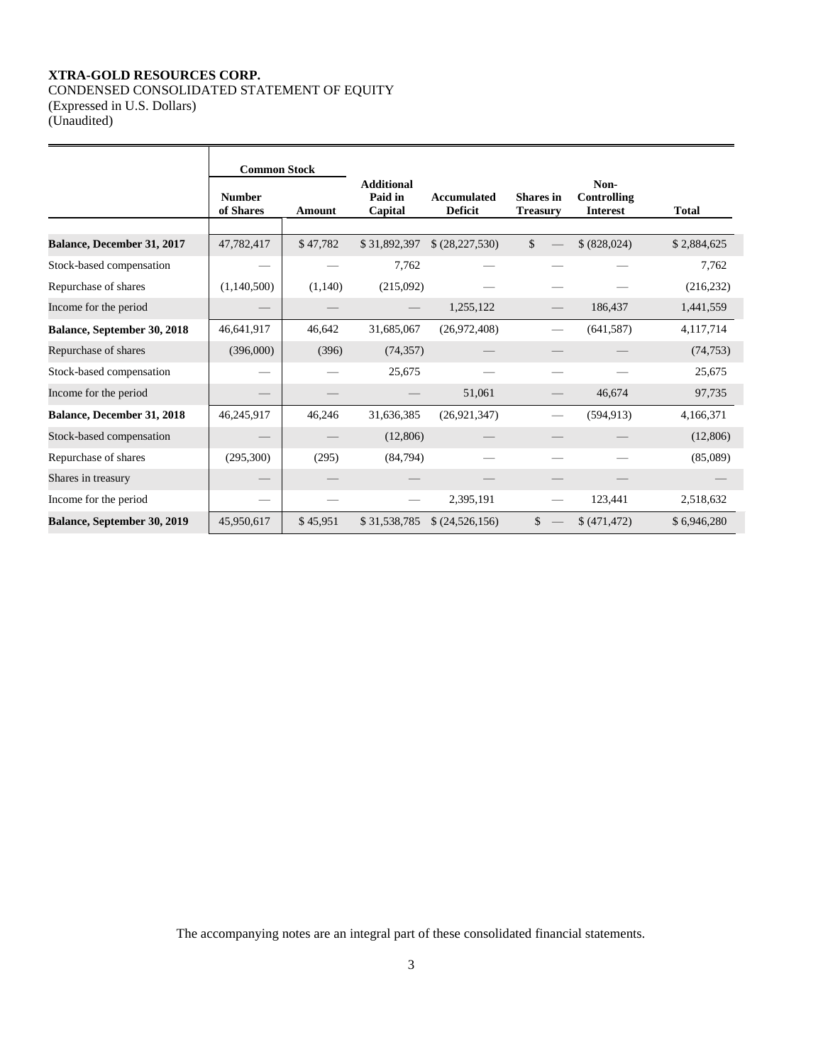**XTRA-GOLD RESOURCES CORP.**
CONDENSED CONSOLIDATED STATEMENT OF EQUITY
(Expressed in U.S. Dollars)
(Unaudited)

| | Common Stock | | | | | | |
|---|---|---|---|---|---|---|---|
| | Number of Shares | Amount | Additional Paid in Capital | Accumulated Deficit | Shares in Treasury | Non-Controlling Interest | Total |
| **Balance, December 31, 2017** | 47,782,417 | $ 47,782 | $ 31,892,397 | $ (28,227,530) | $ — | $ (828,024) | $ 2,884,625 |
| Stock-based compensation | — | — | 7,762 | — | — | — | 7,762 |
| Repurchase of shares | (1,140,500) | (1,140) | (215,092) | — | — | — | (216,232) |
| Income for the period | — | — | — | 1,255,122 | — | 186,437 | 1,441,559 |
| **Balance, September 30, 2018** | 46,641,917 | 46,642 | 31,685,067 | (26,972,408) | — | (641,587) | 4,117,714 |
| Repurchase of shares | (396,000) | (396) | (74,357) | — | — | — | (74,753) |
| Stock-based compensation | — | — | 25,675 | — | — | — | 25,675 |
| Income for the period | — | — | — | 51,061 | — | 46,674 | 97,735 |
| **Balance, December 31, 2018** | 46,245,917 | 46,246 | 31,636,385 | (26,921,347) | — | (594,913) | 4,166,371 |
| Stock-based compensation | — | — | (12,806) | — | — | — | (12,806) |
| Repurchase of shares | (295,300) | (295) | (84,794) | — | — | — | (85,089) |
| Shares in treasury | — | — | — | — | — | — | — |
| Income for the period | — | — | — | 2,395,191 | — | 123,441 | 2,518,632 |
| **Balance, September 30, 2019** | 45,950,617 | $ 45,951 | $ 31,538,785 | $ (24,526,156) | $ — | $ (471,472) | $ 6,946,280 |

The accompanying notes are an integral part of these consolidated financial statements.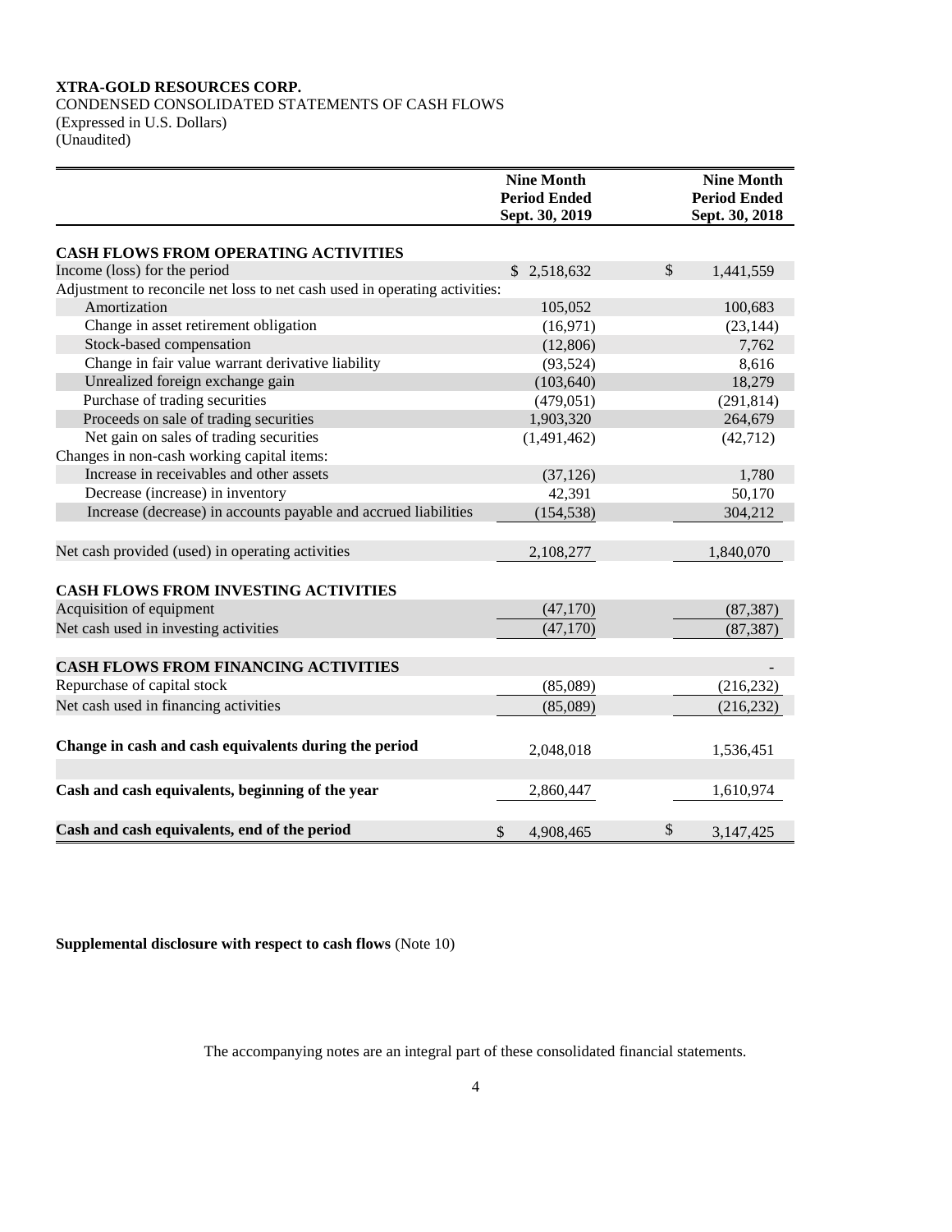**XTRA-GOLD RESOURCES CORP.**
CONDENSED CONSOLIDATED STATEMENTS OF CASH FLOWS
(Expressed in U.S. Dollars)
(Unaudited)

| | Nine Month Period Ended Sept. 30, 2019 | Nine Month Period Ended Sept. 30, 2018 |
|---|---|---|
| **CASH FLOWS FROM OPERATING ACTIVITIES** | | |
| Income (loss) for the period | $ 2,518,632 | $ 1,441,559 |
| Adjustment to reconcile net loss to net cash used in operating activities: | | |
| Amortization | 105,052 | 100,683 |
| Change in asset retirement obligation | (16,971) | (23,144) |
| Stock-based compensation | (12,806) | 7,762 |
| Change in fair value warrant derivative liability | (93,524) | 8,616 |
| Unrealized foreign exchange gain | (103,640) | 18,279 |
| Purchase of trading securities | (479,051) | (291,814) |
| Proceeds on sale of trading securities | 1,903,320 | 264,679 |
| Net gain on sales of trading securities | (1,491,462) | (42,712) |
| Changes in non-cash working capital items: | | |
| Increase in receivables and other assets | (37,126) | 1,780 |
| Decrease (increase) in inventory | 42,391 | 50,170 |
| Increase (decrease) in accounts payable and accrued liabilities | (154,538) | 304,212 |
| Net cash provided (used) in operating activities | 2,108,277 | 1,840,070 |
| **CASH FLOWS FROM INVESTING ACTIVITIES** | | |
| Acquisition of equipment | (47,170) | (87,387) |
| Net cash used in investing activities | (47,170) | (87,387) |
| **CASH FLOWS FROM FINANCING ACTIVITIES** | | - |
| Repurchase of capital stock | (85,089) | (216,232) |
| Net cash used in financing activities | (85,089) | (216,232) |
| **Change in cash and cash equivalents during the period** | 2,048,018 | 1,536,451 |
| **Cash and cash equivalents, beginning of the year** | 2,860,447 | 1,610,974 |
| **Cash and cash equivalents, end of the period** | $ 4,908,465 | $ 3,147,425 |

**Supplemental disclosure with respect to cash flows** (Note 10)

The accompanying notes are an integral part of these consolidated financial statements.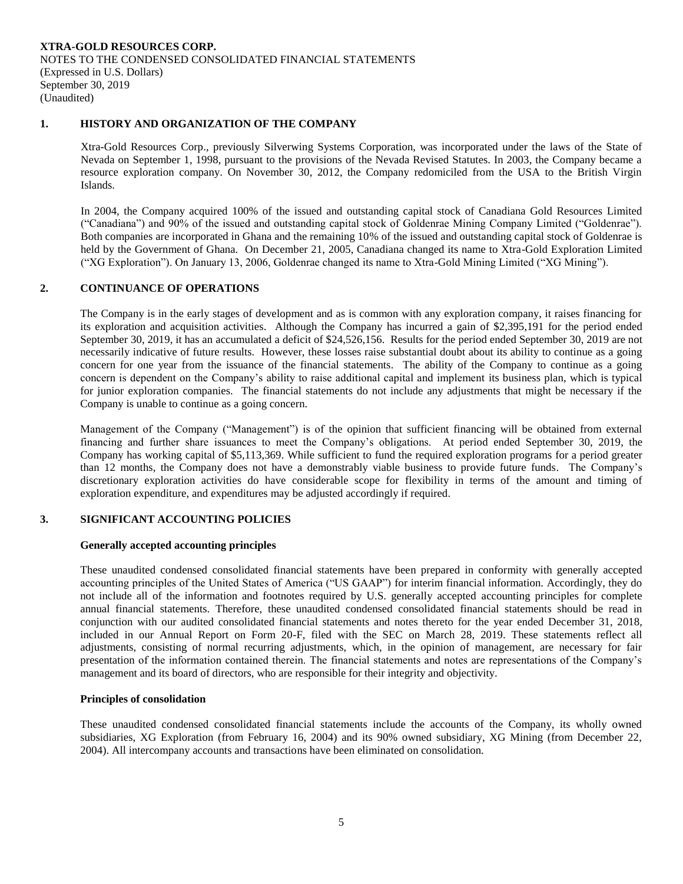**XTRA-GOLD RESOURCES CORP.**
NOTES TO THE CONDENSED CONSOLIDATED FINANCIAL STATEMENTS
(Expressed in U.S. Dollars)
September 30, 2019
(Unaudited)

## 1. HISTORY AND ORGANIZATION OF THE COMPANY

Xtra-Gold Resources Corp., previously Silverwing Systems Corporation, was incorporated under the laws of the State of Nevada on September 1, 1998, pursuant to the provisions of the Nevada Revised Statutes. In 2003, the Company became a resource exploration company. On November 30, 2012, the Company redomiciled from the USA to the British Virgin Islands.

In 2004, the Company acquired 100% of the issued and outstanding capital stock of Canadiana Gold Resources Limited ("Canadiana") and 90% of the issued and outstanding capital stock of Goldenrae Mining Company Limited ("Goldenrae"). Both companies are incorporated in Ghana and the remaining 10% of the issued and outstanding capital stock of Goldenrae is held by the Government of Ghana. On December 21, 2005, Canadiana changed its name to Xtra-Gold Exploration Limited ("XG Exploration"). On January 13, 2006, Goldenrae changed its name to Xtra-Gold Mining Limited ("XG Mining").

## 2. CONTINUANCE OF OPERATIONS

The Company is in the early stages of development and as is common with any exploration company, it raises financing for its exploration and acquisition activities. Although the Company has incurred a gain of $2,395,191 for the period ended September 30, 2019, it has an accumulated a deficit of $24,526,156. Results for the period ended September 30, 2019 are not necessarily indicative of future results. However, these losses raise substantial doubt about its ability to continue as a going concern for one year from the issuance of the financial statements. The ability of the Company to continue as a going concern is dependent on the Company's ability to raise additional capital and implement its business plan, which is typical for junior exploration companies. The financial statements do not include any adjustments that might be necessary if the Company is unable to continue as a going concern.

Management of the Company ("Management") is of the opinion that sufficient financing will be obtained from external financing and further share issuances to meet the Company's obligations. At period ended September 30, 2019, the Company has working capital of $5,113,369. While sufficient to fund the required exploration programs for a period greater than 12 months, the Company does not have a demonstrably viable business to provide future funds. The Company's discretionary exploration activities do have considerable scope for flexibility in terms of the amount and timing of exploration expenditure, and expenditures may be adjusted accordingly if required.

## 3. SIGNIFICANT ACCOUNTING POLICIES

### Generally accepted accounting principles

These unaudited condensed consolidated financial statements have been prepared in conformity with generally accepted accounting principles of the United States of America ("US GAAP") for interim financial information. Accordingly, they do not include all of the information and footnotes required by U.S. generally accepted accounting principles for complete annual financial statements. Therefore, these unaudited condensed consolidated financial statements should be read in conjunction with our audited consolidated financial statements and notes thereto for the year ended December 31, 2018, included in our Annual Report on Form 20-F, filed with the SEC on March 28, 2019. These statements reflect all adjustments, consisting of normal recurring adjustments, which, in the opinion of management, are necessary for fair presentation of the information contained therein. The financial statements and notes are representations of the Company's management and its board of directors, who are responsible for their integrity and objectivity.

### Principles of consolidation

These unaudited condensed consolidated financial statements include the accounts of the Company, its wholly owned subsidiaries, XG Exploration (from February 16, 2004) and its 90% owned subsidiary, XG Mining (from December 22, 2004). All intercompany accounts and transactions have been eliminated on consolidation.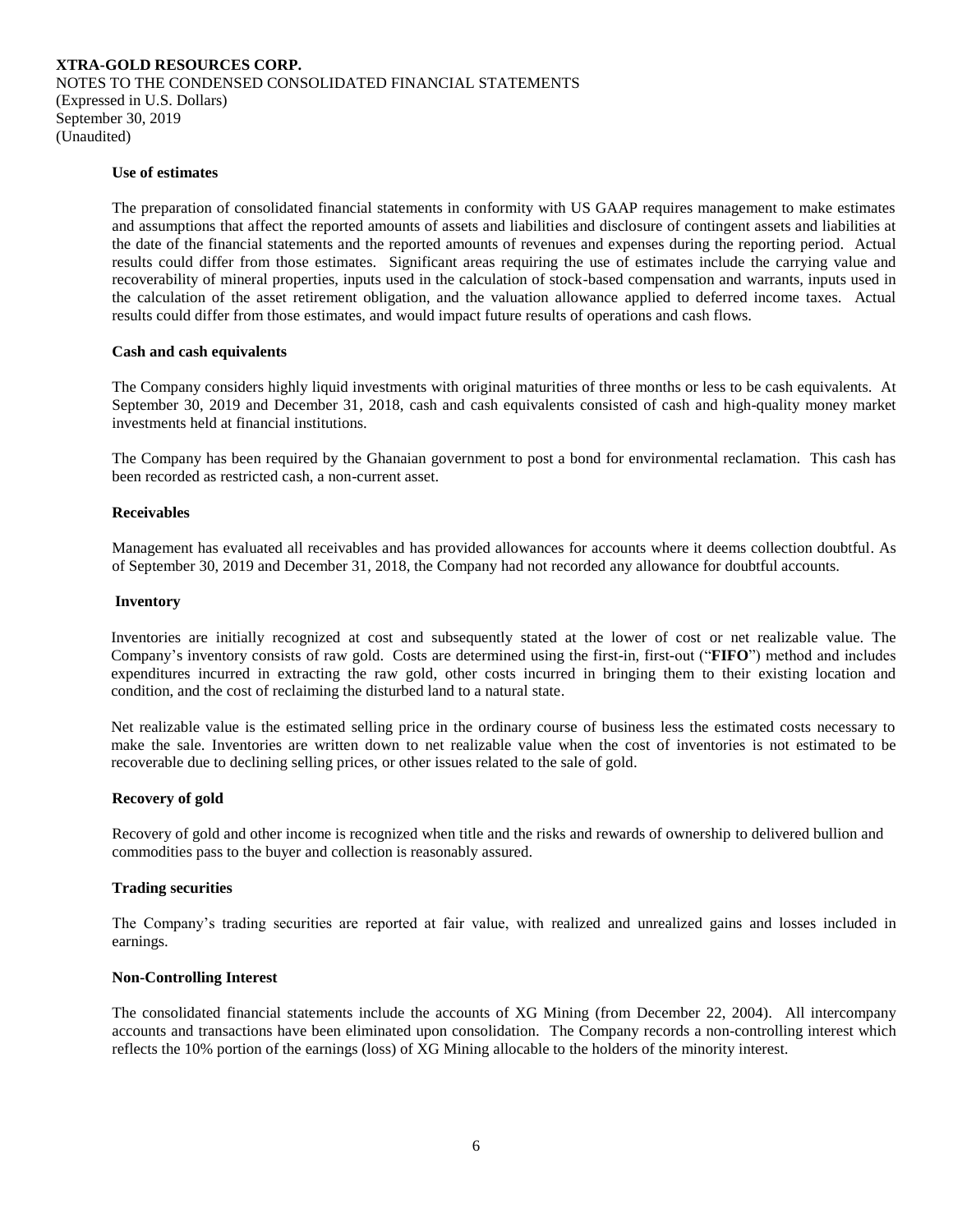#### Use of estimates

The preparation of consolidated financial statements in conformity with US GAAP requires management to make estimates and assumptions that affect the reported amounts of assets and liabilities and disclosure of contingent assets and liabilities at the date of the financial statements and the reported amounts of revenues and expenses during the reporting period. Actual results could differ from those estimates. Significant areas requiring the use of estimates include the carrying value and recoverability of mineral properties, inputs used in the calculation of stock-based compensation and warrants, inputs used in the calculation of the asset retirement obligation, and the valuation allowance applied to deferred income taxes. Actual results could differ from those estimates, and would impact future results of operations and cash flows.

#### Cash and cash equivalents

The Company considers highly liquid investments with original maturities of three months or less to be cash equivalents. At September 30, 2019 and December 31, 2018, cash and cash equivalents consisted of cash and high-quality money market investments held at financial institutions.

The Company has been required by the Ghanaian government to post a bond for environmental reclamation. This cash has been recorded as restricted cash, a non-current asset.

#### Receivables

Management has evaluated all receivables and has provided allowances for accounts where it deems collection doubtful. As of September 30, 2019 and December 31, 2018, the Company had not recorded any allowance for doubtful accounts.

#### Inventory

Inventories are initially recognized at cost and subsequently stated at the lower of cost or net realizable value. The Company's inventory consists of raw gold. Costs are determined using the first-in, first-out ("**FIFO**") method and includes expenditures incurred in extracting the raw gold, other costs incurred in bringing them to their existing location and condition, and the cost of reclaiming the disturbed land to a natural state.

Net realizable value is the estimated selling price in the ordinary course of business less the estimated costs necessary to make the sale. Inventories are written down to net realizable value when the cost of inventories is not estimated to be recoverable due to declining selling prices, or other issues related to the sale of gold.

#### Recovery of gold

Recovery of gold and other income is recognized when title and the risks and rewards of ownership to delivered bullion and commodities pass to the buyer and collection is reasonably assured.

#### Trading securities

The Company's trading securities are reported at fair value, with realized and unrealized gains and losses included in earnings.

#### Non-Controlling Interest

The consolidated financial statements include the accounts of XG Mining (from December 22, 2004). All intercompany accounts and transactions have been eliminated upon consolidation. The Company records a non-controlling interest which reflects the 10% portion of the earnings (loss) of XG Mining allocable to the holders of the minority interest.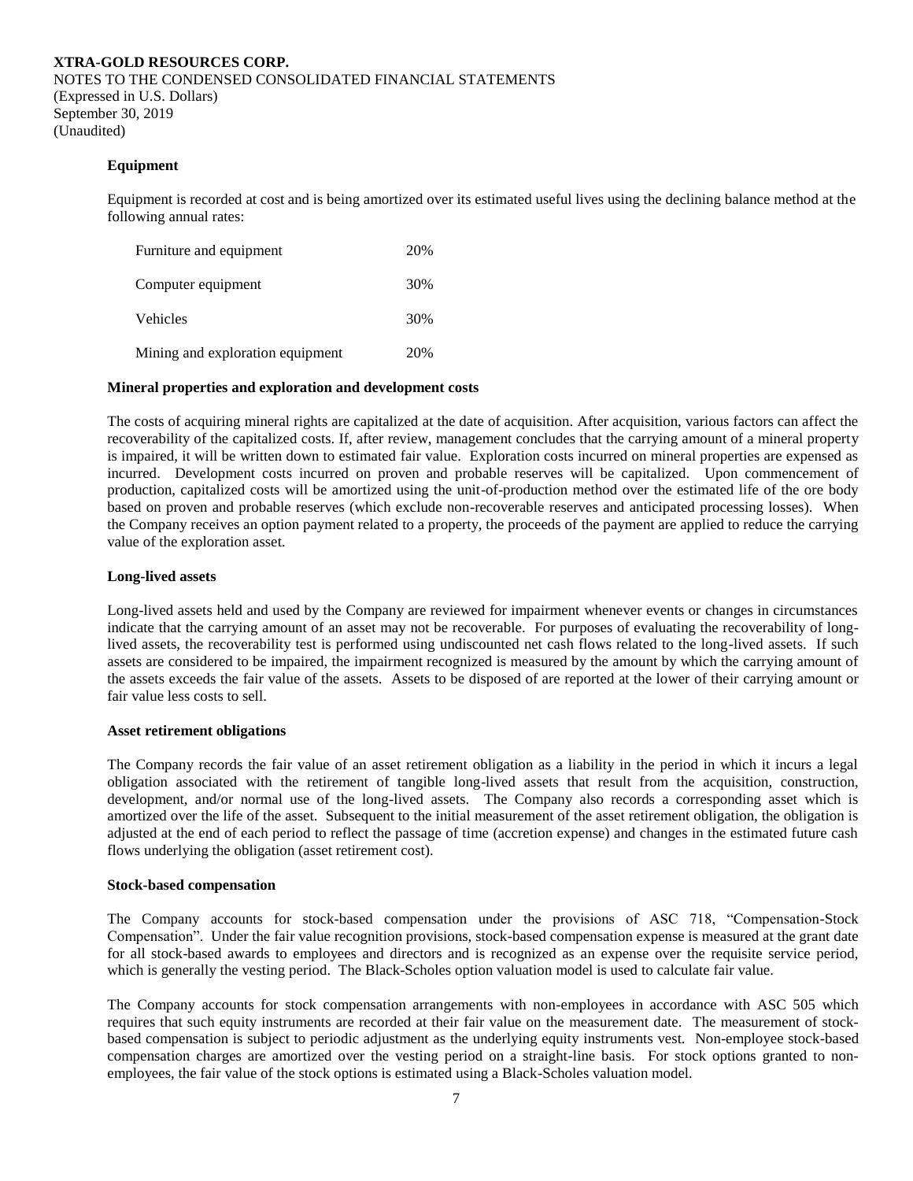### Equipment

Equipment is recorded at cost and is being amortized over its estimated useful lives using the declining balance method at the following annual rates:

| | |
|---|---|
| Furniture and equipment | 20% |
| Computer equipment | 30% |
| Vehicles | 30% |
| Mining and exploration equipment | 20% |

### Mineral properties and exploration and development costs

The costs of acquiring mineral rights are capitalized at the date of acquisition. After acquisition, various factors can affect the recoverability of the capitalized costs. If, after review, management concludes that the carrying amount of a mineral property is impaired, it will be written down to estimated fair value. Exploration costs incurred on mineral properties are expensed as incurred. Development costs incurred on proven and probable reserves will be capitalized. Upon commencement of production, capitalized costs will be amortized using the unit-of-production method over the estimated life of the ore body based on proven and probable reserves (which exclude non-recoverable reserves and anticipated processing losses). When the Company receives an option payment related to a property, the proceeds of the payment are applied to reduce the carrying value of the exploration asset.

### Long-lived assets

Long-lived assets held and used by the Company are reviewed for impairment whenever events or changes in circumstances indicate that the carrying amount of an asset may not be recoverable. For purposes of evaluating the recoverability of long-lived assets, the recoverability test is performed using undiscounted net cash flows related to the long-lived assets. If such assets are considered to be impaired, the impairment recognized is measured by the amount by which the carrying amount of the assets exceeds the fair value of the assets. Assets to be disposed of are reported at the lower of their carrying amount or fair value less costs to sell.

### Asset retirement obligations

The Company records the fair value of an asset retirement obligation as a liability in the period in which it incurs a legal obligation associated with the retirement of tangible long-lived assets that result from the acquisition, construction, development, and/or normal use of the long-lived assets. The Company also records a corresponding asset which is amortized over the life of the asset. Subsequent to the initial measurement of the asset retirement obligation, the obligation is adjusted at the end of each period to reflect the passage of time (accretion expense) and changes in the estimated future cash flows underlying the obligation (asset retirement cost).

### Stock-based compensation

The Company accounts for stock-based compensation under the provisions of ASC 718, "Compensation-Stock Compensation". Under the fair value recognition provisions, stock-based compensation expense is measured at the grant date for all stock-based awards to employees and directors and is recognized as an expense over the requisite service period, which is generally the vesting period. The Black-Scholes option valuation model is used to calculate fair value.

The Company accounts for stock compensation arrangements with non-employees in accordance with ASC 505 which requires that such equity instruments are recorded at their fair value on the measurement date. The measurement of stock-based compensation is subject to periodic adjustment as the underlying equity instruments vest. Non-employee stock-based compensation charges are amortized over the vesting period on a straight-line basis. For stock options granted to non-employees, the fair value of the stock options is estimated using a Black-Scholes valuation model.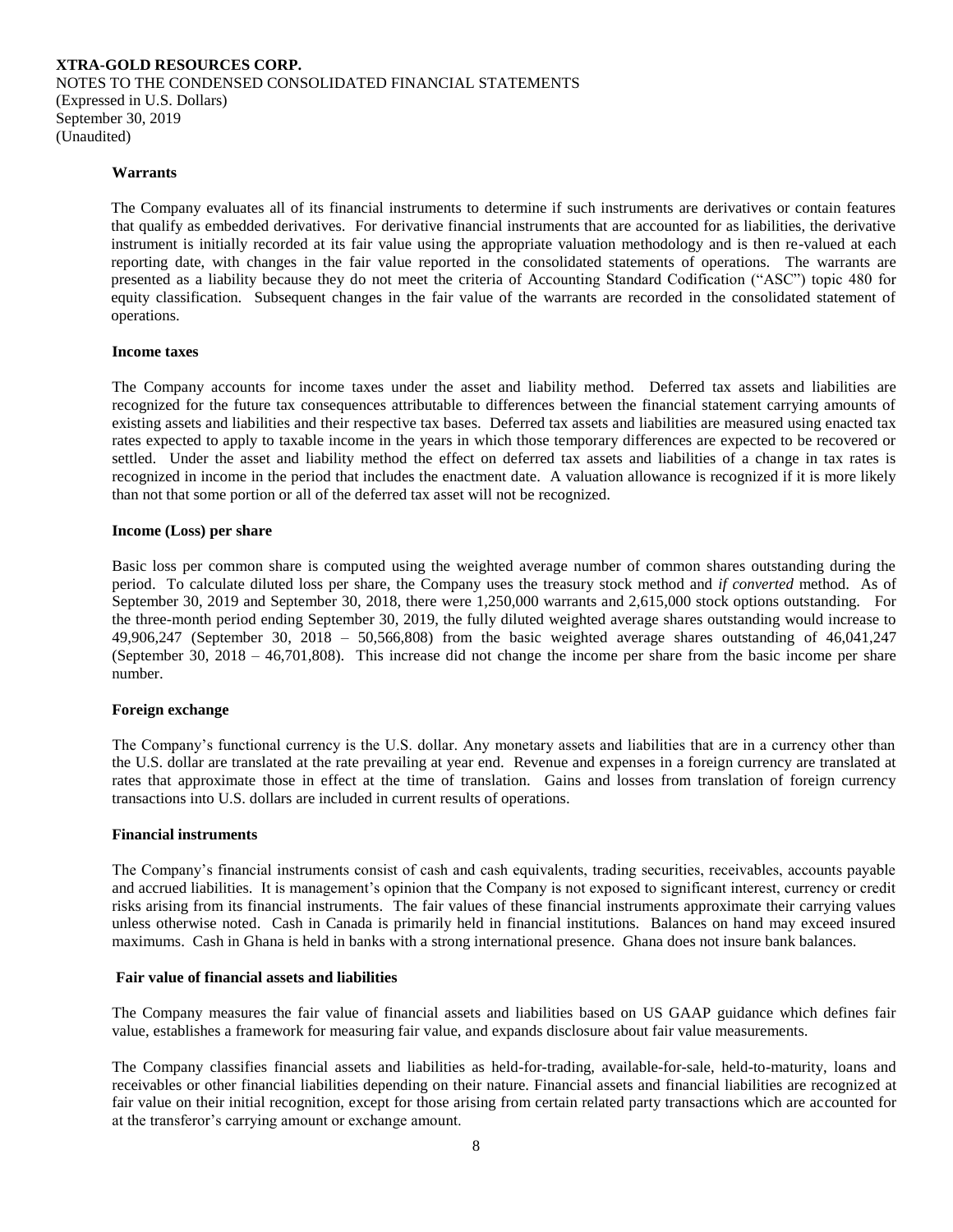#### Warrants

The Company evaluates all of its financial instruments to determine if such instruments are derivatives or contain features that qualify as embedded derivatives. For derivative financial instruments that are accounted for as liabilities, the derivative instrument is initially recorded at its fair value using the appropriate valuation methodology and is then re-valued at each reporting date, with changes in the fair value reported in the consolidated statements of operations. The warrants are presented as a liability because they do not meet the criteria of Accounting Standard Codification ("ASC") topic 480 for equity classification. Subsequent changes in the fair value of the warrants are recorded in the consolidated statement of operations.

#### Income taxes

The Company accounts for income taxes under the asset and liability method. Deferred tax assets and liabilities are recognized for the future tax consequences attributable to differences between the financial statement carrying amounts of existing assets and liabilities and their respective tax bases. Deferred tax assets and liabilities are measured using enacted tax rates expected to apply to taxable income in the years in which those temporary differences are expected to be recovered or settled. Under the asset and liability method the effect on deferred tax assets and liabilities of a change in tax rates is recognized in income in the period that includes the enactment date. A valuation allowance is recognized if it is more likely than not that some portion or all of the deferred tax asset will not be recognized.

#### Income (Loss) per share

Basic loss per common share is computed using the weighted average number of common shares outstanding during the period. To calculate diluted loss per share, the Company uses the treasury stock method and *if converted* method. As of September 30, 2019 and September 30, 2018, there were 1,250,000 warrants and 2,615,000 stock options outstanding. For the three-month period ending September 30, 2019, the fully diluted weighted average shares outstanding would increase to 49,906,247 (September 30, 2018 – 50,566,808) from the basic weighted average shares outstanding of 46,041,247 (September 30, 2018 – 46,701,808). This increase did not change the income per share from the basic income per share number.

#### Foreign exchange

The Company's functional currency is the U.S. dollar. Any monetary assets and liabilities that are in a currency other than the U.S. dollar are translated at the rate prevailing at year end. Revenue and expenses in a foreign currency are translated at rates that approximate those in effect at the time of translation. Gains and losses from translation of foreign currency transactions into U.S. dollars are included in current results of operations.

#### Financial instruments

The Company's financial instruments consist of cash and cash equivalents, trading securities, receivables, accounts payable and accrued liabilities. It is management's opinion that the Company is not exposed to significant interest, currency or credit risks arising from its financial instruments. The fair values of these financial instruments approximate their carrying values unless otherwise noted. Cash in Canada is primarily held in financial institutions. Balances on hand may exceed insured maximums. Cash in Ghana is held in banks with a strong international presence. Ghana does not insure bank balances.

#### Fair value of financial assets and liabilities

The Company measures the fair value of financial assets and liabilities based on US GAAP guidance which defines fair value, establishes a framework for measuring fair value, and expands disclosure about fair value measurements.

The Company classifies financial assets and liabilities as held-for-trading, available-for-sale, held-to-maturity, loans and receivables or other financial liabilities depending on their nature. Financial assets and financial liabilities are recognized at fair value on their initial recognition, except for those arising from certain related party transactions which are accounted for at the transferor's carrying amount or exchange amount.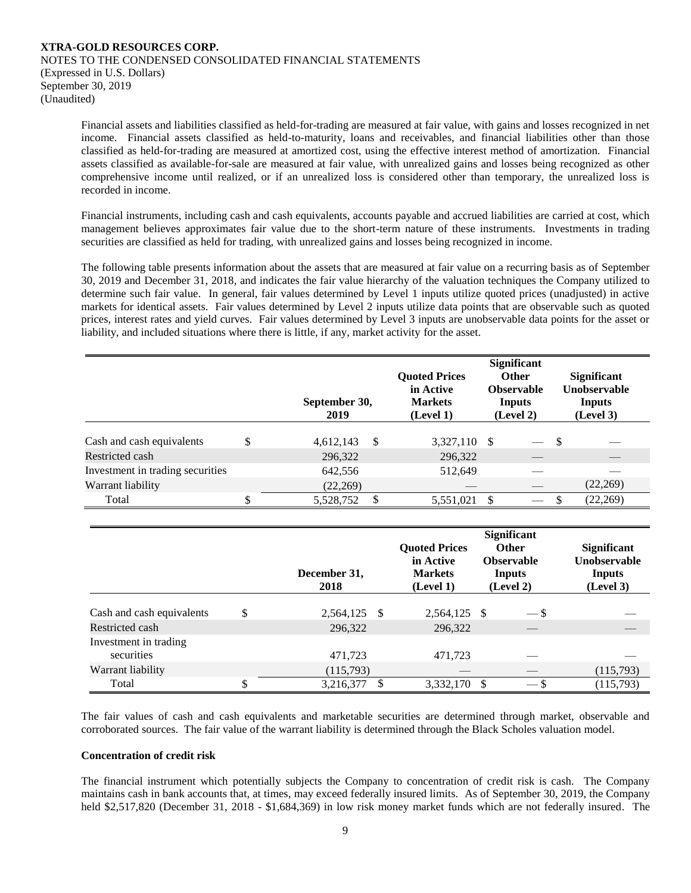Financial assets and liabilities classified as held-for-trading are measured at fair value, with gains and losses recognized in net income. Financial assets classified as held-to-maturity, loans and receivables, and financial liabilities other than those classified as held-for-trading are measured at amortized cost, using the effective interest method of amortization. Financial assets classified as available-for-sale are measured at fair value, with unrealized gains and losses being recognized as other comprehensive income until realized, or if an unrealized loss is considered other than temporary, the unrealized loss is recorded in income.

Financial instruments, including cash and cash equivalents, accounts payable and accrued liabilities are carried at cost, which management believes approximates fair value due to the short-term nature of these instruments. Investments in trading securities are classified as held for trading, with unrealized gains and losses being recognized in income.

The following table presents information about the assets that are measured at fair value on a recurring basis as of September 30, 2019 and December 31, 2018, and indicates the fair value hierarchy of the valuation techniques the Company utilized to determine such fair value. In general, fair values determined by Level 1 inputs utilize quoted prices (unadjusted) in active markets for identical assets. Fair values determined by Level 2 inputs utilize data points that are observable such as quoted prices, interest rates and yield curves. Fair values determined by Level 3 inputs are unobservable data points for the asset or liability, and included situations where there is little, if any, market activity for the asset.

| | September 30, 2019 | Quoted Prices in Active Markets (Level 1) | Significant Other Observable Inputs (Level 2) | Significant Unobservable Inputs (Level 3) |
|---|---|---|---|---|
| Cash and cash equivalents | $ 4,612,143 | $ 3,327,110 | $ — | $ — |
| Restricted cash | 296,322 | 296,322 | — | — |
| Investment in trading securities | 642,556 | 512,649 | — | — |
| Warrant liability | (22,269) | — | — | (22,269) |
| Total | $ 5,528,752 | $ 5,551,021 | $ — | $ (22,269) |

| | December 31, 2018 | Quoted Prices in Active Markets (Level 1) | Significant Other Observable Inputs (Level 2) | Significant Unobservable Inputs (Level 3) |
|---|---|---|---|---|
| Cash and cash equivalents | $ 2,564,125 | $ 2,564,125 | $ — | $ — |
| Restricted cash | 296,322 | 296,322 | — | — |
| Investment in trading securities | 471,723 | 471,723 | — | — |
| Warrant liability | (115,793) | — | — | (115,793) |
| Total | $ 3,216,377 | $ 3,332,170 | $ — | $ (115,793) |

The fair values of cash and cash equivalents and marketable securities are determined through market, observable and corroborated sources. The fair value of the warrant liability is determined through the Black Scholes valuation model.

**Concentration of credit risk**

The financial instrument which potentially subjects the Company to concentration of credit risk is cash. The Company maintains cash in bank accounts that, at times, may exceed federally insured limits. As of September 30, 2019, the Company held $2,517,820 (December 31, 2018 - $1,684,369) in low risk money market funds which are not federally insured. The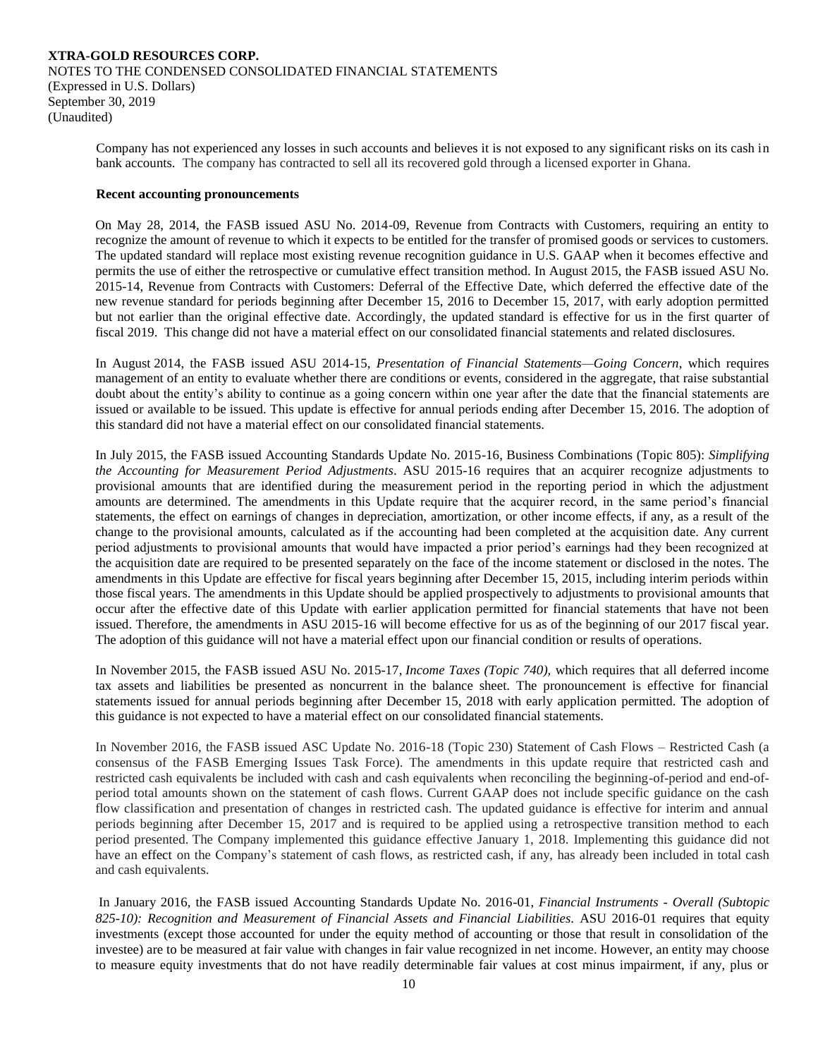Company has not experienced any losses in such accounts and believes it is not exposed to any significant risks on its cash in bank accounts. The company has contracted to sell all its recovered gold through a licensed exporter in Ghana.

**Recent accounting pronouncements**

On May 28, 2014, the FASB issued ASU No. 2014-09, Revenue from Contracts with Customers, requiring an entity to recognize the amount of revenue to which it expects to be entitled for the transfer of promised goods or services to customers. The updated standard will replace most existing revenue recognition guidance in U.S. GAAP when it becomes effective and permits the use of either the retrospective or cumulative effect transition method. In August 2015, the FASB issued ASU No. 2015-14, Revenue from Contracts with Customers: Deferral of the Effective Date, which deferred the effective date of the new revenue standard for periods beginning after December 15, 2016 to December 15, 2017, with early adoption permitted but not earlier than the original effective date. Accordingly, the updated standard is effective for us in the first quarter of fiscal 2019. This change did not have a material effect on our consolidated financial statements and related disclosures.

In August 2014, the FASB issued ASU 2014-15, *Presentation of Financial Statements—Going Concern*, which requires management of an entity to evaluate whether there are conditions or events, considered in the aggregate, that raise substantial doubt about the entity's ability to continue as a going concern within one year after the date that the financial statements are issued or available to be issued. This update is effective for annual periods ending after December 15, 2016. The adoption of this standard did not have a material effect on our consolidated financial statements.

In July 2015, the FASB issued Accounting Standards Update No. 2015-16, Business Combinations (Topic 805): *Simplifying the Accounting for Measurement Period Adjustments*. ASU 2015-16 requires that an acquirer recognize adjustments to provisional amounts that are identified during the measurement period in the reporting period in which the adjustment amounts are determined. The amendments in this Update require that the acquirer record, in the same period's financial statements, the effect on earnings of changes in depreciation, amortization, or other income effects, if any, as a result of the change to the provisional amounts, calculated as if the accounting had been completed at the acquisition date. Any current period adjustments to provisional amounts that would have impacted a prior period's earnings had they been recognized at the acquisition date are required to be presented separately on the face of the income statement or disclosed in the notes. The amendments in this Update are effective for fiscal years beginning after December 15, 2015, including interim periods within those fiscal years. The amendments in this Update should be applied prospectively to adjustments to provisional amounts that occur after the effective date of this Update with earlier application permitted for financial statements that have not been issued. Therefore, the amendments in ASU 2015-16 will become effective for us as of the beginning of our 2017 fiscal year. The adoption of this guidance will not have a material effect upon our financial condition or results of operations.

In November 2015, the FASB issued ASU No. 2015-17, *Income Taxes (Topic 740),* which requires that all deferred income tax assets and liabilities be presented as noncurrent in the balance sheet. The pronouncement is effective for financial statements issued for annual periods beginning after December 15, 2018 with early application permitted. The adoption of this guidance is not expected to have a material effect on our consolidated financial statements.

In November 2016, the FASB issued ASC Update No. 2016-18 (Topic 230) Statement of Cash Flows – Restricted Cash (a consensus of the FASB Emerging Issues Task Force). The amendments in this update require that restricted cash and restricted cash equivalents be included with cash and cash equivalents when reconciling the beginning-of-period and end-of-period total amounts shown on the statement of cash flows. Current GAAP does not include specific guidance on the cash flow classification and presentation of changes in restricted cash. The updated guidance is effective for interim and annual periods beginning after December 15, 2017 and is required to be applied using a retrospective transition method to each period presented. The Company implemented this guidance effective January 1, 2018. Implementing this guidance did not have an effect on the Company's statement of cash flows, as restricted cash, if any, has already been included in total cash and cash equivalents.

In January 2016, the FASB issued Accounting Standards Update No. 2016-01, *Financial Instruments - Overall (Subtopic 825-10): Recognition and Measurement of Financial Assets and Financial Liabilities*. ASU 2016-01 requires that equity investments (except those accounted for under the equity method of accounting or those that result in consolidation of the investee) are to be measured at fair value with changes in fair value recognized in net income. However, an entity may choose to measure equity investments that do not have readily determinable fair values at cost minus impairment, if any, plus or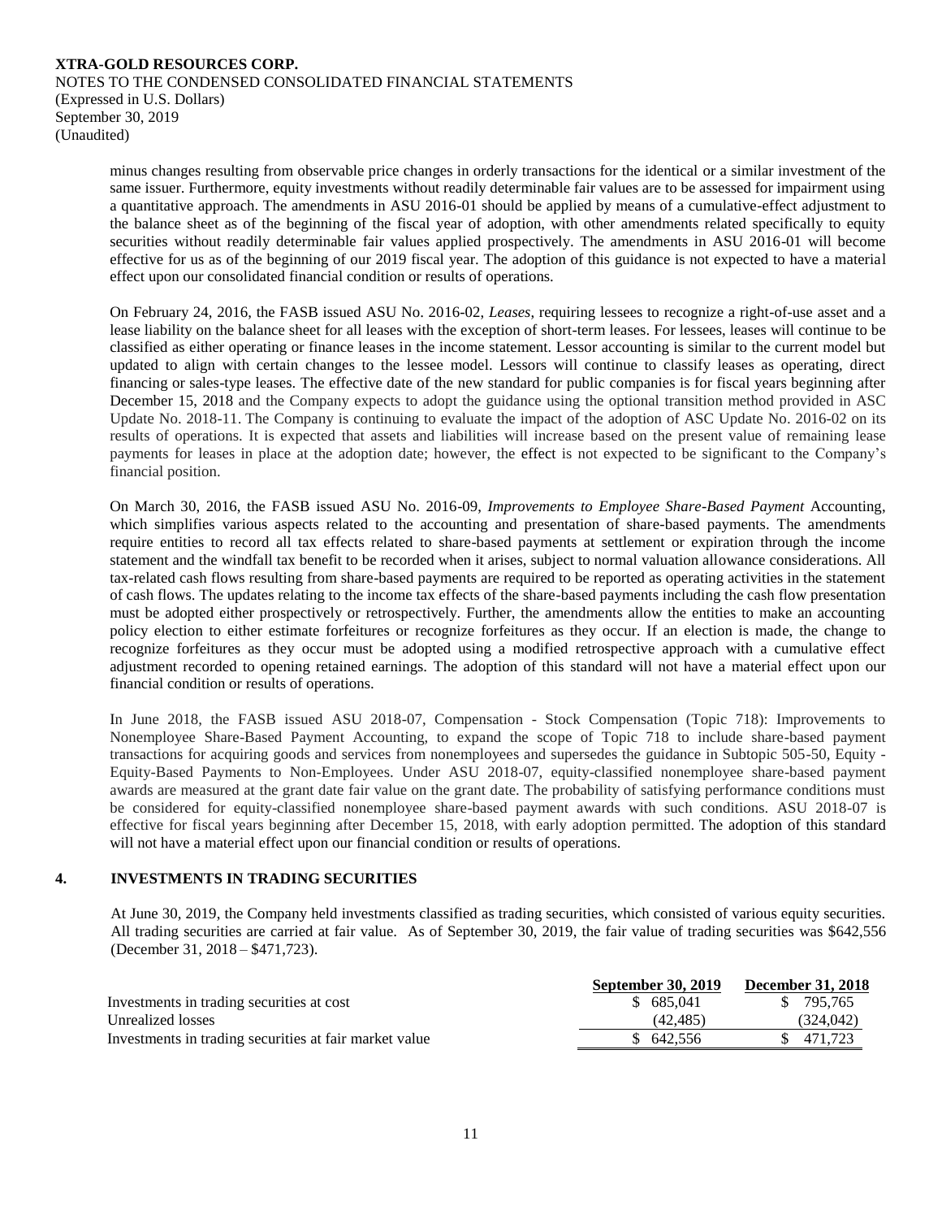minus changes resulting from observable price changes in orderly transactions for the identical or a similar investment of the same issuer. Furthermore, equity investments without readily determinable fair values are to be assessed for impairment using a quantitative approach. The amendments in ASU 2016-01 should be applied by means of a cumulative-effect adjustment to the balance sheet as of the beginning of the fiscal year of adoption, with other amendments related specifically to equity securities without readily determinable fair values applied prospectively. The amendments in ASU 2016-01 will become effective for us as of the beginning of our 2019 fiscal year. The adoption of this guidance is not expected to have a material effect upon our consolidated financial condition or results of operations.

On February 24, 2016, the FASB issued ASU No. 2016-02, *Leases*, requiring lessees to recognize a right-of-use asset and a lease liability on the balance sheet for all leases with the exception of short-term leases. For lessees, leases will continue to be classified as either operating or finance leases in the income statement. Lessor accounting is similar to the current model but updated to align with certain changes to the lessee model. Lessors will continue to classify leases as operating, direct financing or sales-type leases. The effective date of the new standard for public companies is for fiscal years beginning after December 15, 2018 and the Company expects to adopt the guidance using the optional transition method provided in ASC Update No. 2018-11. The Company is continuing to evaluate the impact of the adoption of ASC Update No. 2016-02 on its results of operations. It is expected that assets and liabilities will increase based on the present value of remaining lease payments for leases in place at the adoption date; however, the effect is not expected to be significant to the Company's financial position.

On March 30, 2016, the FASB issued ASU No. 2016-09, *Improvements to Employee Share-Based Payment* Accounting, which simplifies various aspects related to the accounting and presentation of share-based payments. The amendments require entities to record all tax effects related to share-based payments at settlement or expiration through the income statement and the windfall tax benefit to be recorded when it arises, subject to normal valuation allowance considerations. All tax-related cash flows resulting from share-based payments are required to be reported as operating activities in the statement of cash flows. The updates relating to the income tax effects of the share-based payments including the cash flow presentation must be adopted either prospectively or retrospectively. Further, the amendments allow the entities to make an accounting policy election to either estimate forfeitures or recognize forfeitures as they occur. If an election is made, the change to recognize forfeitures as they occur must be adopted using a modified retrospective approach with a cumulative effect adjustment recorded to opening retained earnings. The adoption of this standard will not have a material effect upon our financial condition or results of operations.

In June 2018, the FASB issued ASU 2018-07, Compensation - Stock Compensation (Topic 718): Improvements to Nonemployee Share-Based Payment Accounting, to expand the scope of Topic 718 to include share-based payment transactions for acquiring goods and services from nonemployees and supersedes the guidance in Subtopic 505-50, Equity - Equity-Based Payments to Non-Employees. Under ASU 2018-07, equity-classified nonemployee share-based payment awards are measured at the grant date fair value on the grant date. The probability of satisfying performance conditions must be considered for equity-classified nonemployee share-based payment awards with such conditions. ASU 2018-07 is effective for fiscal years beginning after December 15, 2018, with early adoption permitted. The adoption of this standard will not have a material effect upon our financial condition or results of operations.

## 4. INVESTMENTS IN TRADING SECURITIES

At June 30, 2019, the Company held investments classified as trading securities, which consisted of various equity securities. All trading securities are carried at fair value. As of September 30, 2019, the fair value of trading securities was $642,556 (December 31, 2018 – $471,723).

| | September 30, 2019 | December 31, 2018 |
|---|---|---|
| Investments in trading securities at cost | $ 685,041 | $ 795,765 |
| Unrealized losses | (42,485) | (324,042) |
| Investments in trading securities at fair market value | $ 642,556 | $ 471,723 |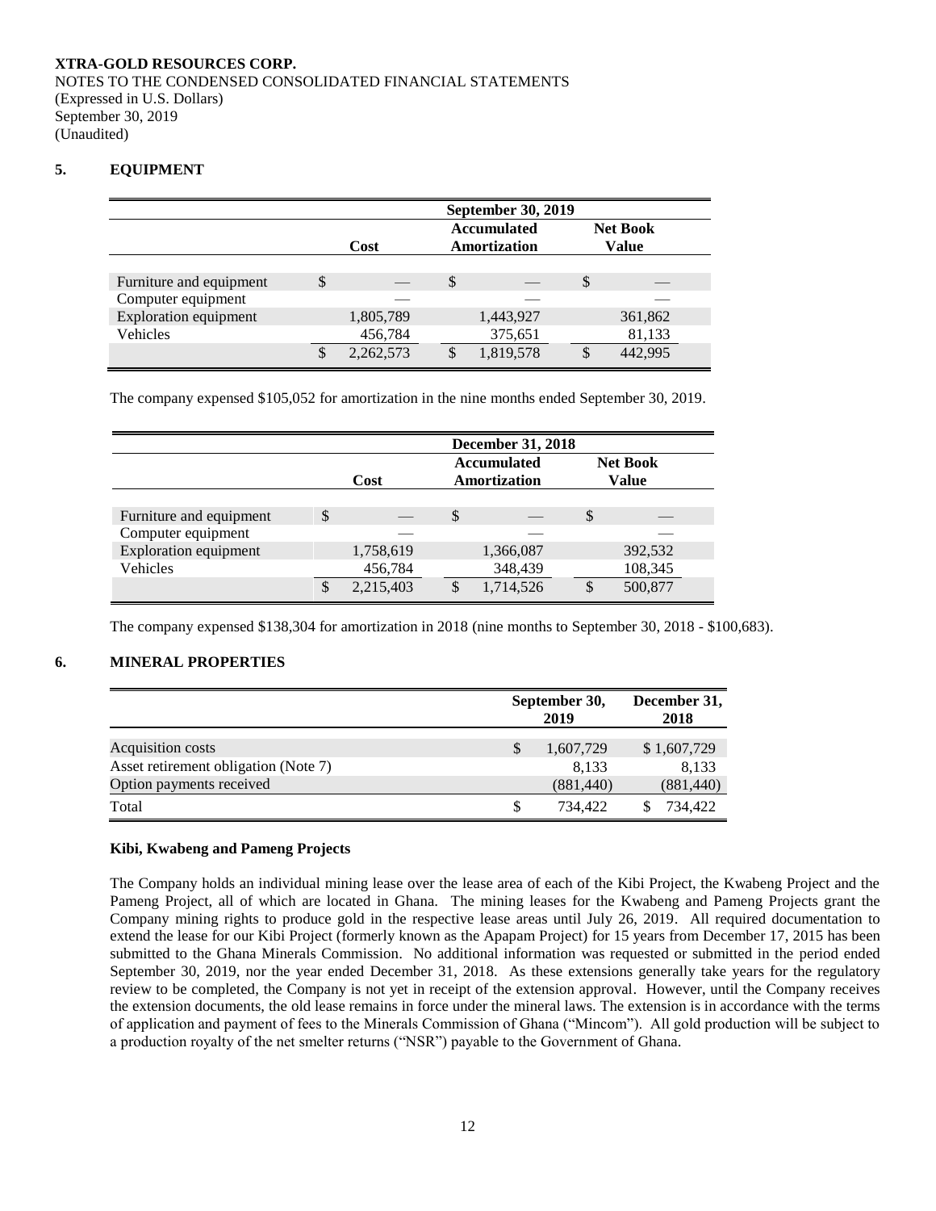**XTRA-GOLD RESOURCES CORP.**
NOTES TO THE CONDENSED CONSOLIDATED FINANCIAL STATEMENTS
(Expressed in U.S. Dollars)
September 30, 2019
(Unaudited)

## 5. EQUIPMENT

| | September 30, 2019 | | |
|---|---|---|---|
| | Cost | Accumulated Amortization | Net Book Value |
| Furniture and equipment | $ — | $ — | $ — |
| Computer equipment | — | — | — |
| Exploration equipment | 1,805,789 | 1,443,927 | 361,862 |
| Vehicles | 456,784 | 375,651 | 81,133 |
| | $ 2,262,573 | $ 1,819,578 | $ 442,995 |

The company expensed $105,052 for amortization in the nine months ended September 30, 2019.

| | December 31, 2018 | | |
|---|---|---|---|
| | Cost | Accumulated Amortization | Net Book Value |
| Furniture and equipment | $ — | $ — | $ — |
| Computer equipment | — | — | — |
| Exploration equipment | 1,758,619 | 1,366,087 | 392,532 |
| Vehicles | 456,784 | 348,439 | 108,345 |
| | $ 2,215,403 | $ 1,714,526 | $ 500,877 |

The company expensed $138,304 for amortization in 2018 (nine months to September 30, 2018 - $100,683).

## 6. MINERAL PROPERTIES

| | September 30, 2019 | December 31, 2018 |
|---|---|---|
| Acquisition costs | $ 1,607,729 | $ 1,607,729 |
| Asset retirement obligation (Note 7) | 8,133 | 8,133 |
| Option payments received | (881,440) | (881,440) |
| Total | $ 734,422 | $ 734,422 |

### Kibi, Kwabeng and Pameng Projects

The Company holds an individual mining lease over the lease area of each of the Kibi Project, the Kwabeng Project and the Pameng Project, all of which are located in Ghana. The mining leases for the Kwabeng and Pameng Projects grant the Company mining rights to produce gold in the respective lease areas until July 26, 2019. All required documentation to extend the lease for our Kibi Project (formerly known as the Apapam Project) for 15 years from December 17, 2015 has been submitted to the Ghana Minerals Commission. No additional information was requested or submitted in the period ended September 30, 2019, nor the year ended December 31, 2018. As these extensions generally take years for the regulatory review to be completed, the Company is not yet in receipt of the extension approval. However, until the Company receives the extension documents, the old lease remains in force under the mineral laws. The extension is in accordance with the terms of application and payment of fees to the Minerals Commission of Ghana ("Mincom"). All gold production will be subject to a production royalty of the net smelter returns ("NSR") payable to the Government of Ghana.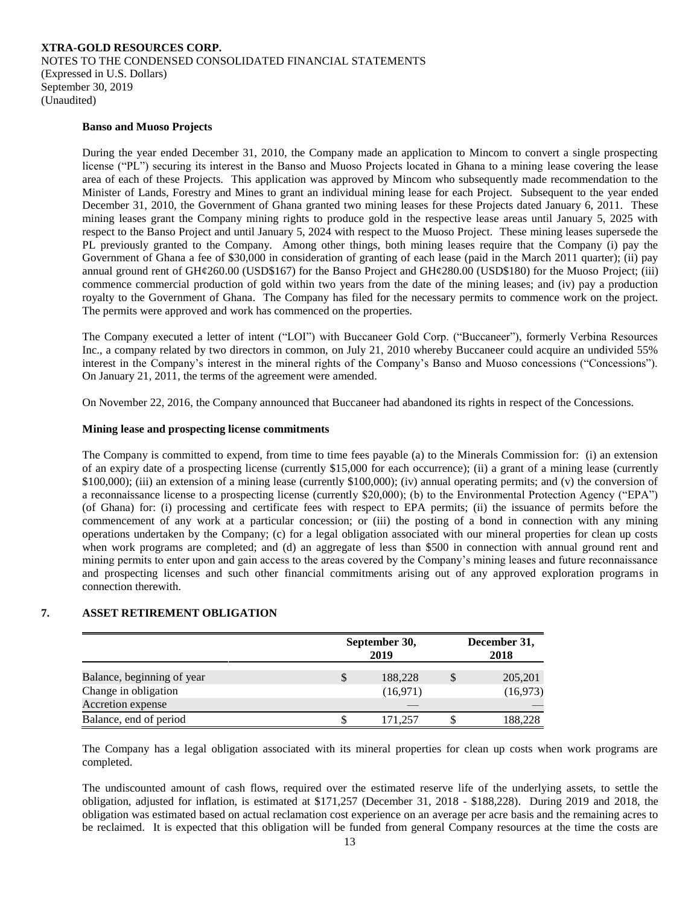**XTRA-GOLD RESOURCES CORP.**
NOTES TO THE CONDENSED CONSOLIDATED FINANCIAL STATEMENTS
(Expressed in U.S. Dollars)
September 30, 2019
(Unaudited)

**Banso and Muoso Projects**

During the year ended December 31, 2010, the Company made an application to Mincom to convert a single prospecting license ("PL") securing its interest in the Banso and Muoso Projects located in Ghana to a mining lease covering the lease area of each of these Projects. This application was approved by Mincom who subsequently made recommendation to the Minister of Lands, Forestry and Mines to grant an individual mining lease for each Project. Subsequent to the year ended December 31, 2010, the Government of Ghana granted two mining leases for these Projects dated January 6, 2011. These mining leases grant the Company mining rights to produce gold in the respective lease areas until January 5, 2025 with respect to the Banso Project and until January 5, 2024 with respect to the Muoso Project. These mining leases supersede the PL previously granted to the Company. Among other things, both mining leases require that the Company (i) pay the Government of Ghana a fee of $30,000 in consideration of granting of each lease (paid in the March 2011 quarter); (ii) pay annual ground rent of GH¢260.00 (USD$167) for the Banso Project and GH¢280.00 (USD$180) for the Muoso Project; (iii) commence commercial production of gold within two years from the date of the mining leases; and (iv) pay a production royalty to the Government of Ghana. The Company has filed for the necessary permits to commence work on the project. The permits were approved and work has commenced on the properties.

The Company executed a letter of intent ("LOI") with Buccaneer Gold Corp. ("Buccaneer"), formerly Verbina Resources Inc., a company related by two directors in common, on July 21, 2010 whereby Buccaneer could acquire an undivided 55% interest in the Company's interest in the mineral rights of the Company's Banso and Muoso concessions ("Concessions"). On January 21, 2011, the terms of the agreement were amended.

On November 22, 2016, the Company announced that Buccaneer had abandoned its rights in respect of the Concessions.

**Mining lease and prospecting license commitments**

The Company is committed to expend, from time to time fees payable (a) to the Minerals Commission for: (i) an extension of an expiry date of a prospecting license (currently $15,000 for each occurrence); (ii) a grant of a mining lease (currently $100,000); (iii) an extension of a mining lease (currently $100,000); (iv) annual operating permits; and (v) the conversion of a reconnaissance license to a prospecting license (currently $20,000); (b) to the Environmental Protection Agency ("EPA") (of Ghana) for: (i) processing and certificate fees with respect to EPA permits; (ii) the issuance of permits before the commencement of any work at a particular concession; or (iii) the posting of a bond in connection with any mining operations undertaken by the Company; (c) for a legal obligation associated with our mineral properties for clean up costs when work programs are completed; and (d) an aggregate of less than $500 in connection with annual ground rent and mining permits to enter upon and gain access to the areas covered by the Company's mining leases and future reconnaissance and prospecting licenses and such other financial commitments arising out of any approved exploration programs in connection therewith.

## 7. ASSET RETIREMENT OBLIGATION

| | September 30, 2019 | December 31, 2018 |
|---|---|---|
| Balance, beginning of year | $ 188,228 | $ 205,201 |
| Change in obligation | (16,971) | (16,973) |
| Accretion expense | — | — |
| Balance, end of period | $ 171,257 | $ 188,228 |

The Company has a legal obligation associated with its mineral properties for clean up costs when work programs are completed.

The undiscounted amount of cash flows, required over the estimated reserve life of the underlying assets, to settle the obligation, adjusted for inflation, is estimated at $171,257 (December 31, 2018 - $188,228). During 2019 and 2018, the obligation was estimated based on actual reclamation cost experience on an average per acre basis and the remaining acres to be reclaimed. It is expected that this obligation will be funded from general Company resources at the time the costs are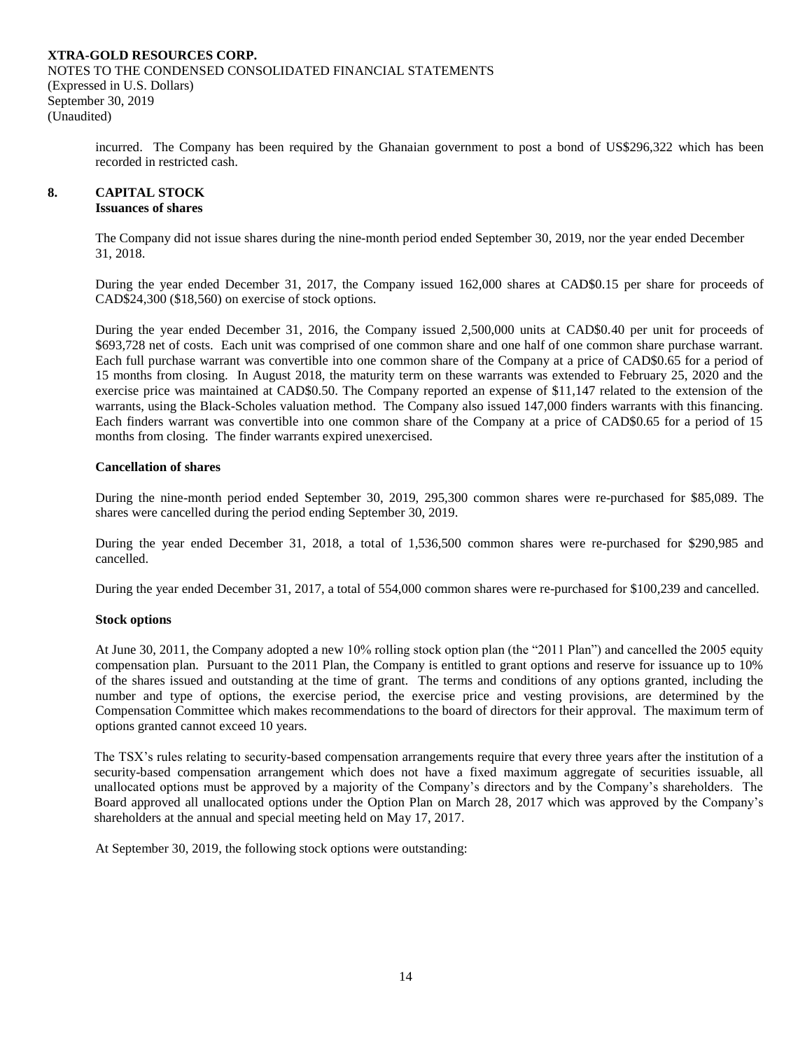incurred. The Company has been required by the Ghanaian government to post a bond of US$296,322 which has been recorded in restricted cash.

## 8. CAPITAL STOCK

### Issuances of shares

The Company did not issue shares during the nine-month period ended September 30, 2019, nor the year ended December 31, 2018.

During the year ended December 31, 2017, the Company issued 162,000 shares at CAD$0.15 per share for proceeds of CAD$24,300 ($18,560) on exercise of stock options.

During the year ended December 31, 2016, the Company issued 2,500,000 units at CAD$0.40 per unit for proceeds of $693,728 net of costs. Each unit was comprised of one common share and one half of one common share purchase warrant. Each full purchase warrant was convertible into one common share of the Company at a price of CAD$0.65 for a period of 15 months from closing. In August 2018, the maturity term on these warrants was extended to February 25, 2020 and the exercise price was maintained at CAD$0.50. The Company reported an expense of $11,147 related to the extension of the warrants, using the Black-Scholes valuation method. The Company also issued 147,000 finders warrants with this financing. Each finders warrant was convertible into one common share of the Company at a price of CAD$0.65 for a period of 15 months from closing. The finder warrants expired unexercised.

### Cancellation of shares

During the nine-month period ended September 30, 2019, 295,300 common shares were re-purchased for $85,089. The shares were cancelled during the period ending September 30, 2019.

During the year ended December 31, 2018, a total of 1,536,500 common shares were re-purchased for $290,985 and cancelled.

During the year ended December 31, 2017, a total of 554,000 common shares were re-purchased for $100,239 and cancelled.

### Stock options

At June 30, 2011, the Company adopted a new 10% rolling stock option plan (the "2011 Plan") and cancelled the 2005 equity compensation plan. Pursuant to the 2011 Plan, the Company is entitled to grant options and reserve for issuance up to 10% of the shares issued and outstanding at the time of grant. The terms and conditions of any options granted, including the number and type of options, the exercise period, the exercise price and vesting provisions, are determined by the Compensation Committee which makes recommendations to the board of directors for their approval. The maximum term of options granted cannot exceed 10 years.

The TSX's rules relating to security-based compensation arrangements require that every three years after the institution of a security-based compensation arrangement which does not have a fixed maximum aggregate of securities issuable, all unallocated options must be approved by a majority of the Company's directors and by the Company's shareholders. The Board approved all unallocated options under the Option Plan on March 28, 2017 which was approved by the Company's shareholders at the annual and special meeting held on May 17, 2017.

At September 30, 2019, the following stock options were outstanding: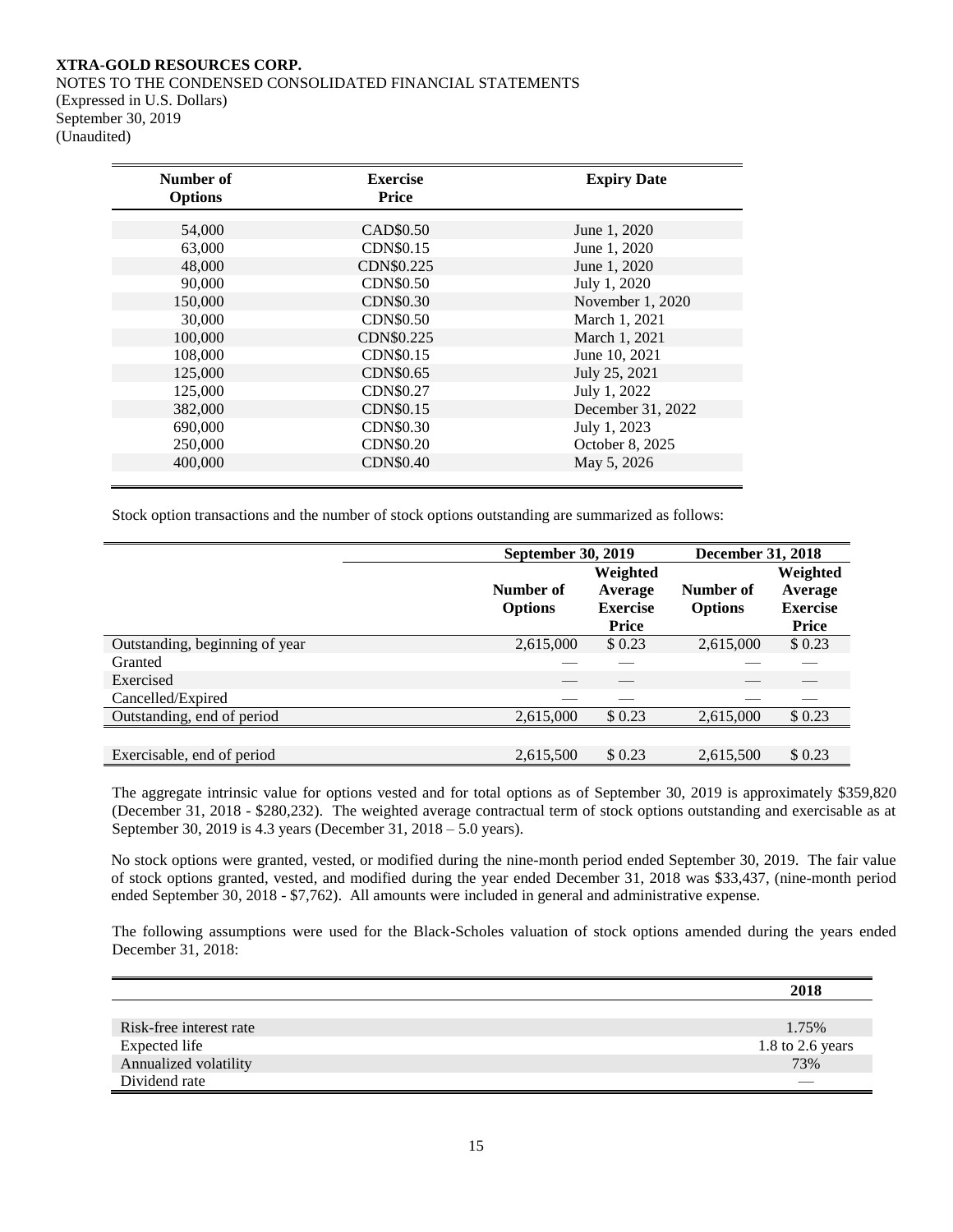| Number of Options | Exercise Price | Expiry Date |
|---|---|---|
| 54,000 | CAD$0.50 | June 1, 2020 |
| 63,000 | CDN$0.15 | June 1, 2020 |
| 48,000 | CDN$0.225 | June 1, 2020 |
| 90,000 | CDN$0.50 | July 1, 2020 |
| 150,000 | CDN$0.30 | November 1, 2020 |
| 30,000 | CDN$0.50 | March 1, 2021 |
| 100,000 | CDN$0.225 | March 1, 2021 |
| 108,000 | CDN$0.15 | June 10, 2021 |
| 125,000 | CDN$0.65 | July 25, 2021 |
| 125,000 | CDN$0.27 | July 1, 2022 |
| 382,000 | CDN$0.15 | December 31, 2022 |
| 690,000 | CDN$0.30 | July 1, 2023 |
| 250,000 | CDN$0.20 | October 8, 2025 |
| 400,000 | CDN$0.40 | May 5, 2026 |

Stock option transactions and the number of stock options outstanding are summarized as follows:

| | September 30, 2019 | | December 31, 2018 | |
|---|---|---|---|---|
| | Number of Options | Weighted Average Exercise Price | Number of Options | Weighted Average Exercise Price |
| Outstanding, beginning of year | 2,615,000 | $ 0.23 | 2,615,000 | $ 0.23 |
| Granted | — | — | — | — |
| Exercised | — | — | — | — |
| Cancelled/Expired | — | — | — | — |
| Outstanding, end of period | 2,615,000 | $ 0.23 | 2,615,000 | $ 0.23 |
| Exercisable, end of period | 2,615,500 | $ 0.23 | 2,615,500 | $ 0.23 |

The aggregate intrinsic value for options vested and for total options as of September 30, 2019 is approximately $359,820 (December 31, 2018 - $280,232). The weighted average contractual term of stock options outstanding and exercisable as at September 30, 2019 is 4.3 years (December 31, 2018 – 5.0 years).

No stock options were granted, vested, or modified during the nine-month period ended September 30, 2019. The fair value of stock options granted, vested, and modified during the year ended December 31, 2018 was $33,437, (nine-month period ended September 30, 2018 - $7,762). All amounts were included in general and administrative expense.

The following assumptions were used for the Black-Scholes valuation of stock options amended during the years ended December 31, 2018:

| | 2018 |
|---|---|
| Risk-free interest rate | 1.75% |
| Expected life | 1.8 to 2.6 years |
| Annualized volatility | 73% |
| Dividend rate | — |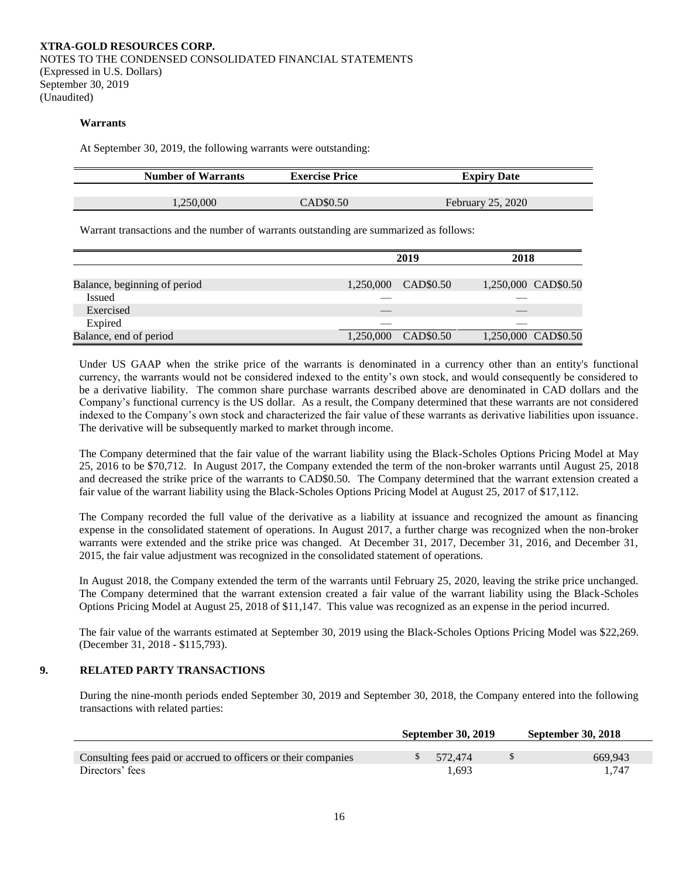**Warrants**

At September 30, 2019, the following warrants were outstanding:

| Number of Warrants | Exercise Price | Expiry Date |
|---|---|---|
| 1,250,000 | CAD$0.50 | February 25, 2020 |

Warrant transactions and the number of warrants outstanding are summarized as follows:

| | 2019 | | 2018 | |
|---|---|---|---|---|
| Balance, beginning of period | 1,250,000 | CAD$0.50 | 1,250,000 | CAD$0.50 |
| Issued | — | | — | |
| Exercised | — | | — | |
| Expired | — | | — | |
| Balance, end of period | 1,250,000 | CAD$0.50 | 1,250,000 | CAD$0.50 |

Under US GAAP when the strike price of the warrants is denominated in a currency other than an entity's functional currency, the warrants would not be considered indexed to the entity's own stock, and would consequently be considered to be a derivative liability. The common share purchase warrants described above are denominated in CAD dollars and the Company's functional currency is the US dollar. As a result, the Company determined that these warrants are not considered indexed to the Company's own stock and characterized the fair value of these warrants as derivative liabilities upon issuance. The derivative will be subsequently marked to market through income.

The Company determined that the fair value of the warrant liability using the Black-Scholes Options Pricing Model at May 25, 2016 to be $70,712. In August 2017, the Company extended the term of the non-broker warrants until August 25, 2018 and decreased the strike price of the warrants to CAD$0.50. The Company determined that the warrant extension created a fair value of the warrant liability using the Black-Scholes Options Pricing Model at August 25, 2017 of $17,112.

The Company recorded the full value of the derivative as a liability at issuance and recognized the amount as financing expense in the consolidated statement of operations. In August 2017, a further charge was recognized when the non-broker warrants were extended and the strike price was changed. At December 31, 2017, December 31, 2016, and December 31, 2015, the fair value adjustment was recognized in the consolidated statement of operations.

In August 2018, the Company extended the term of the warrants until February 25, 2020, leaving the strike price unchanged. The Company determined that the warrant extension created a fair value of the warrant liability using the Black-Scholes Options Pricing Model at August 25, 2018 of $11,147. This value was recognized as an expense in the period incurred.

The fair value of the warrants estimated at September 30, 2019 using the Black-Scholes Options Pricing Model was $22,269. (December 31, 2018 - $115,793).

## 9. RELATED PARTY TRANSACTIONS

During the nine-month periods ended September 30, 2019 and September 30, 2018, the Company entered into the following transactions with related parties:

| | September 30, 2019 | September 30, 2018 |
|---|---|---|
| Consulting fees paid or accrued to officers or their companies | $ 572,474 | $ 669,943 |
| Directors' fees | 1,693 | 1,747 |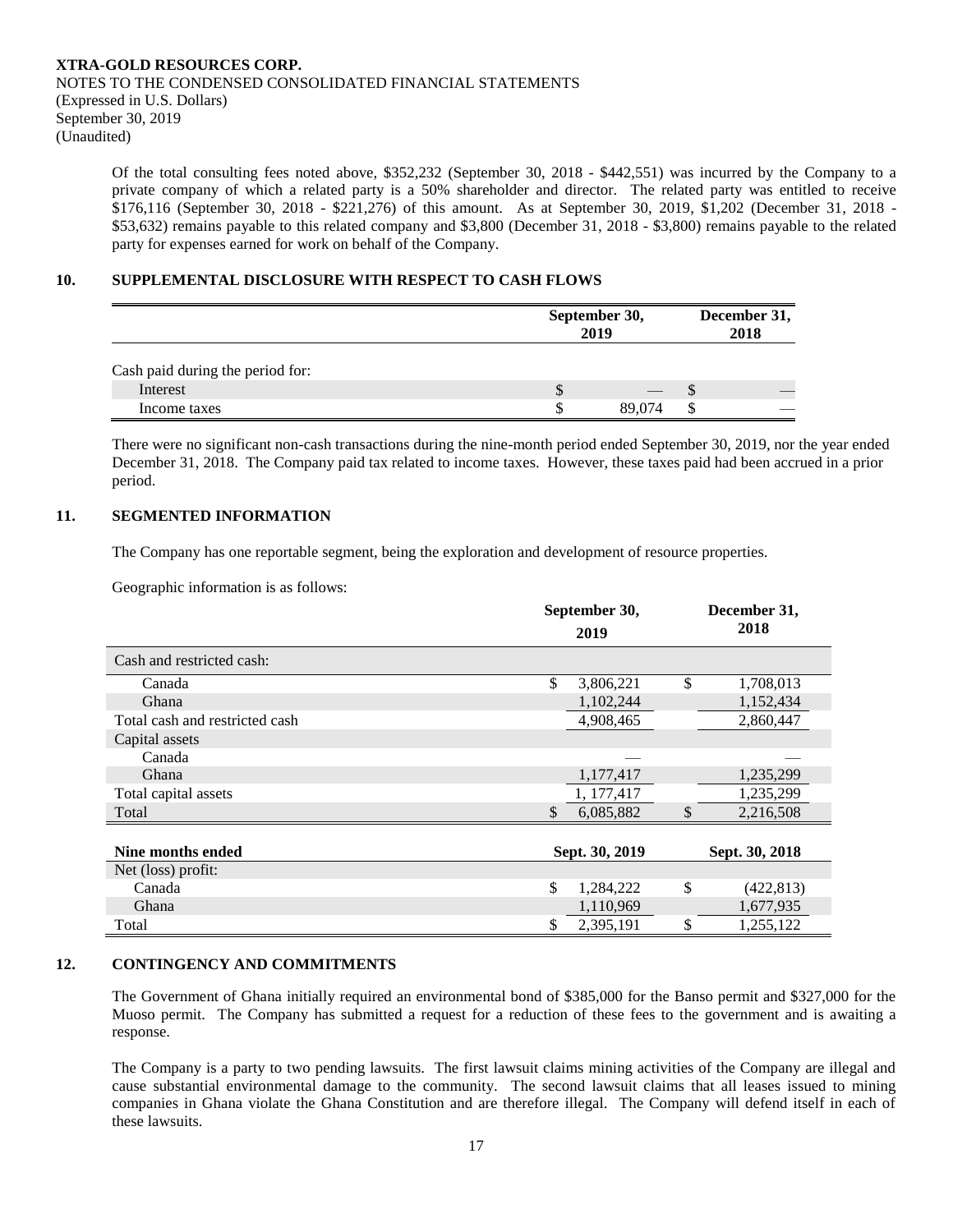**XTRA-GOLD RESOURCES CORP.**
NOTES TO THE CONDENSED CONSOLIDATED FINANCIAL STATEMENTS
(Expressed in U.S. Dollars)
September 30, 2019
(Unaudited)

Of the total consulting fees noted above, $352,232 (September 30, 2018 - $442,551) was incurred by the Company to a private company of which a related party is a 50% shareholder and director. The related party was entitled to receive $176,116 (September 30, 2018 - $221,276) of this amount. As at September 30, 2019, $1,202 (December 31, 2018 - $53,632) remains payable to this related company and $3,800 (December 31, 2018 - $3,800) remains payable to the related party for expenses earned for work on behalf of the Company.

## 10. SUPPLEMENTAL DISCLOSURE WITH RESPECT TO CASH FLOWS

| | September 30, 2019 | December 31, 2018 |
|---|---|---|
| Cash paid during the period for: | | |
| Interest | $ — | $ — |
| Income taxes | $ 89,074 | $ — |

There were no significant non-cash transactions during the nine-month period ended September 30, 2019, nor the year ended December 31, 2018. The Company paid tax related to income taxes. However, these taxes paid had been accrued in a prior period.

## 11. SEGMENTED INFORMATION

The Company has one reportable segment, being the exploration and development of resource properties.

Geographic information is as follows:

| | September 30, 2019 | December 31, 2018 |
|---|---|---|
| Cash and restricted cash: | | |
| Canada | $ 3,806,221 | $ 1,708,013 |
| Ghana | 1,102,244 | 1,152,434 |
| Total cash and restricted cash | 4,908,465 | 2,860,447 |
| Capital assets | | |
| Canada | — | — |
| Ghana | 1,177,417 | 1,235,299 |
| Total capital assets | 1, 177,417 | 1,235,299 |
| Total | $ 6,085,882 | $ 2,216,508 |

| Nine months ended | Sept. 30, 2019 | Sept. 30, 2018 |
|---|---|---|
| Net (loss) profit: | | |
| Canada | $ 1,284,222 | $ (422,813) |
| Ghana | 1,110,969 | 1,677,935 |
| Total | $ 2,395,191 | $ 1,255,122 |

## 12. CONTINGENCY AND COMMITMENTS

The Government of Ghana initially required an environmental bond of $385,000 for the Banso permit and $327,000 for the Muoso permit. The Company has submitted a request for a reduction of these fees to the government and is awaiting a response.

The Company is a party to two pending lawsuits. The first lawsuit claims mining activities of the Company are illegal and cause substantial environmental damage to the community. The second lawsuit claims that all leases issued to mining companies in Ghana violate the Ghana Constitution and are therefore illegal. The Company will defend itself in each of these lawsuits.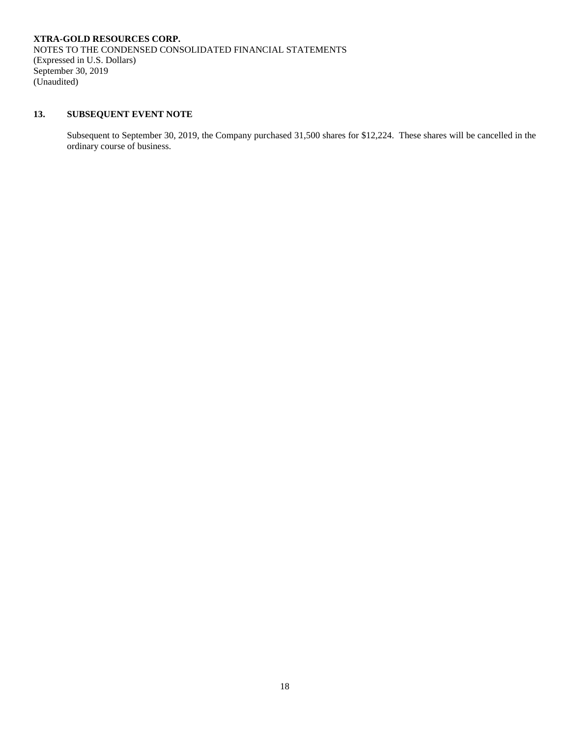## 13. SUBSEQUENT EVENT NOTE

Subsequent to September 30, 2019, the Company purchased 31,500 shares for $12,224. These shares will be cancelled in the ordinary course of business.